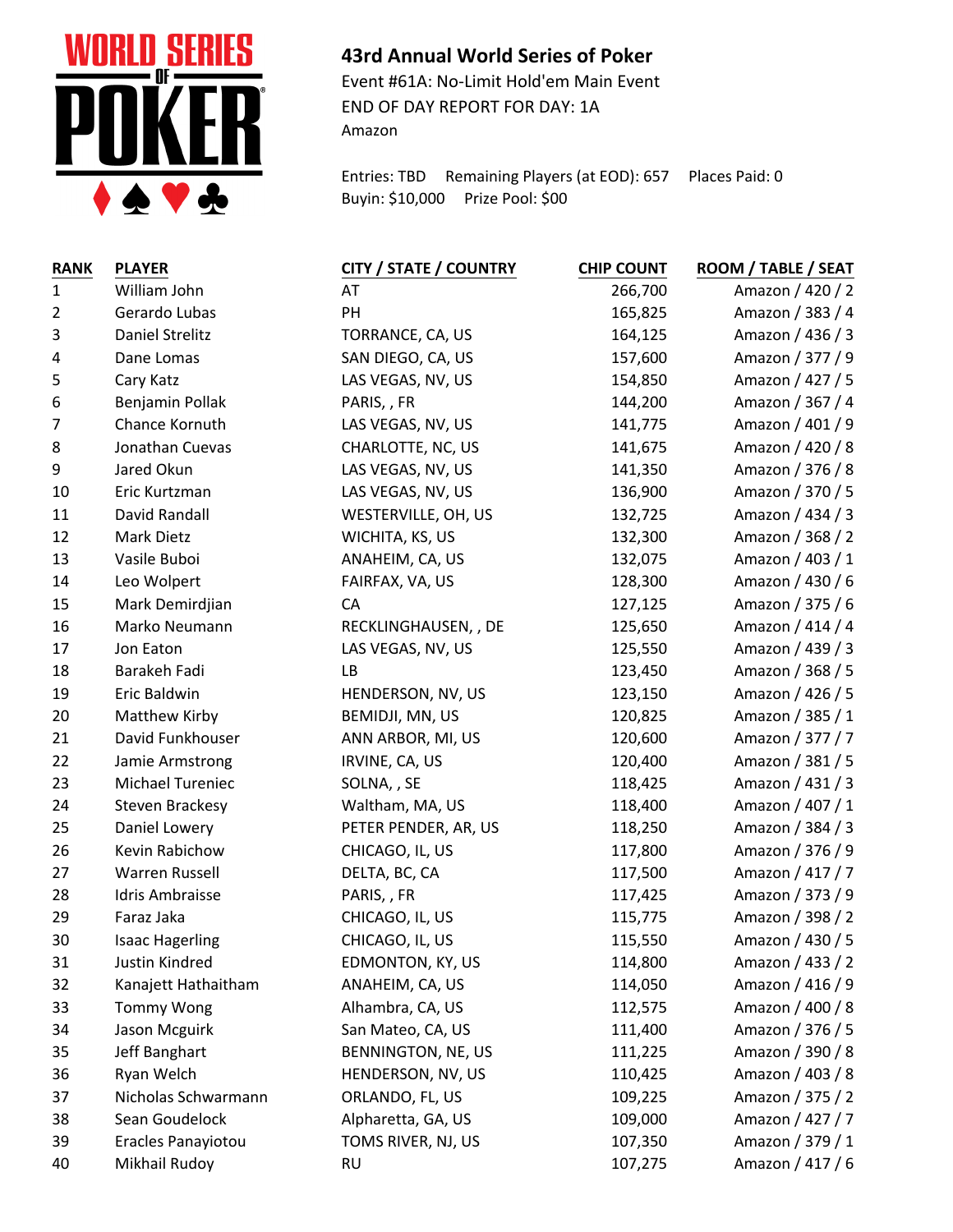# 43rd Annual World Series of Poker

Event #61A: No-Limit Hold'em Main Event
END OF DAY REPORT FOR DAY: 1A
Amazon

Entries: TBD   Remaining Players (at EOD): 657   Places Paid: 0
Buyin: $10,000   Prize Pool: $00

| RANK | PLAYER | CITY / STATE / COUNTRY | CHIP COUNT | ROOM / TABLE / SEAT |
|---|---|---|---|---|
| 1 | William John | AT | 266,700 | Amazon / 420 / 2 |
| 2 | Gerardo Lubas | PH | 165,825 | Amazon / 383 / 4 |
| 3 | Daniel Strelitz | TORRANCE, CA, US | 164,125 | Amazon / 436 / 3 |
| 4 | Dane Lomas | SAN DIEGO, CA, US | 157,600 | Amazon / 377 / 9 |
| 5 | Cary Katz | LAS VEGAS, NV, US | 154,850 | Amazon / 427 / 5 |
| 6 | Benjamin Pollak | PARIS, , FR | 144,200 | Amazon / 367 / 4 |
| 7 | Chance Kornuth | LAS VEGAS, NV, US | 141,775 | Amazon / 401 / 9 |
| 8 | Jonathan Cuevas | CHARLOTTE, NC, US | 141,675 | Amazon / 420 / 8 |
| 9 | Jared Okun | LAS VEGAS, NV, US | 141,350 | Amazon / 376 / 8 |
| 10 | Eric Kurtzman | LAS VEGAS, NV, US | 136,900 | Amazon / 370 / 5 |
| 11 | David Randall | WESTERVILLE, OH, US | 132,725 | Amazon / 434 / 3 |
| 12 | Mark Dietz | WICHITA, KS, US | 132,300 | Amazon / 368 / 2 |
| 13 | Vasile Buboi | ANAHEIM, CA, US | 132,075 | Amazon / 403 / 1 |
| 14 | Leo Wolpert | FAIRFAX, VA, US | 128,300 | Amazon / 430 / 6 |
| 15 | Mark Demirdjian | CA | 127,125 | Amazon / 375 / 6 |
| 16 | Marko Neumann | RECKLINGHAUSEN, , DE | 125,650 | Amazon / 414 / 4 |
| 17 | Jon Eaton | LAS VEGAS, NV, US | 125,550 | Amazon / 439 / 3 |
| 18 | Barakeh Fadi | LB | 123,450 | Amazon / 368 / 5 |
| 19 | Eric Baldwin | HENDERSON, NV, US | 123,150 | Amazon / 426 / 5 |
| 20 | Matthew Kirby | BEMIDJI, MN, US | 120,825 | Amazon / 385 / 1 |
| 21 | David Funkhouser | ANN ARBOR, MI, US | 120,600 | Amazon / 377 / 7 |
| 22 | Jamie Armstrong | IRVINE, CA, US | 120,400 | Amazon / 381 / 5 |
| 23 | Michael Tureniec | SOLNA, , SE | 118,425 | Amazon / 431 / 3 |
| 24 | Steven Brackesy | Waltham, MA, US | 118,400 | Amazon / 407 / 1 |
| 25 | Daniel Lowery | PETER PENDER, AR, US | 118,250 | Amazon / 384 / 3 |
| 26 | Kevin Rabichow | CHICAGO, IL, US | 117,800 | Amazon / 376 / 9 |
| 27 | Warren Russell | DELTA, BC, CA | 117,500 | Amazon / 417 / 7 |
| 28 | Idris Ambraisse | PARIS, , FR | 117,425 | Amazon / 373 / 9 |
| 29 | Faraz Jaka | CHICAGO, IL, US | 115,775 | Amazon / 398 / 2 |
| 30 | Isaac Hagerling | CHICAGO, IL, US | 115,550 | Amazon / 430 / 5 |
| 31 | Justin Kindred | EDMONTON, KY, US | 114,800 | Amazon / 433 / 2 |
| 32 | Kanajett Hathaitham | ANAHEIM, CA, US | 114,050 | Amazon / 416 / 9 |
| 33 | Tommy Wong | Alhambra, CA, US | 112,575 | Amazon / 400 / 8 |
| 34 | Jason Mcguirk | San Mateo, CA, US | 111,400 | Amazon / 376 / 5 |
| 35 | Jeff Banghart | BENNINGTON, NE, US | 111,225 | Amazon / 390 / 8 |
| 36 | Ryan Welch | HENDERSON, NV, US | 110,425 | Amazon / 403 / 8 |
| 37 | Nicholas Schwarmann | ORLANDO, FL, US | 109,225 | Amazon / 375 / 2 |
| 38 | Sean Goudelock | Alpharetta, GA, US | 109,000 | Amazon / 427 / 7 |
| 39 | Eracles Panayiotou | TOMS RIVER, NJ, US | 107,350 | Amazon / 379 / 1 |
| 40 | Mikhail Rudoy | RU | 107,275 | Amazon / 417 / 6 |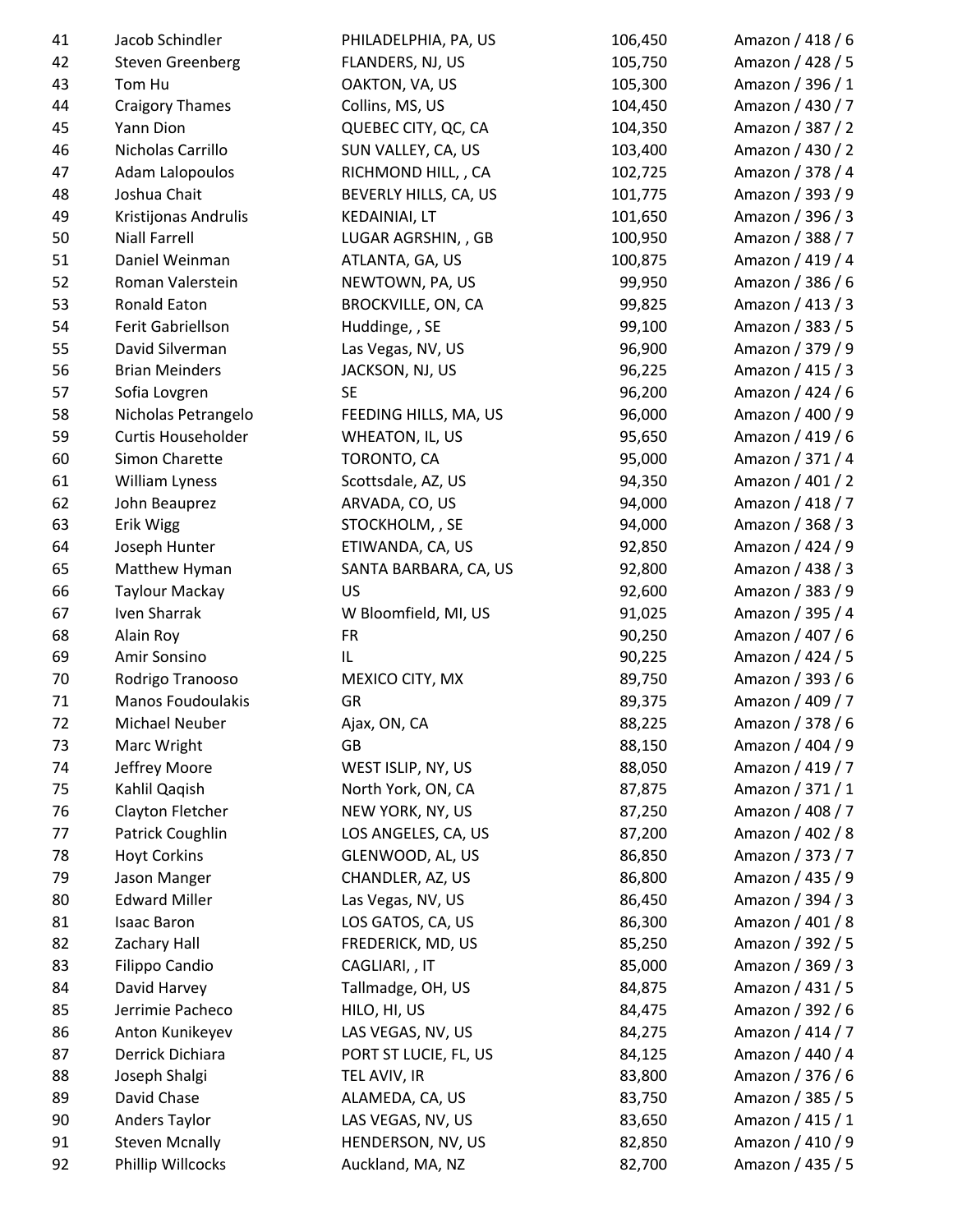| | | | | |
|---|---|---|---|---|
| 41 | Jacob Schindler | PHILADELPHIA, PA, US | 106,450 | Amazon / 418 / 6 |
| 42 | Steven Greenberg | FLANDERS, NJ, US | 105,750 | Amazon / 428 / 5 |
| 43 | Tom Hu | OAKTON, VA, US | 105,300 | Amazon / 396 / 1 |
| 44 | Craigory Thames | Collins, MS, US | 104,450 | Amazon / 430 / 7 |
| 45 | Yann Dion | QUEBEC CITY, QC, CA | 104,350 | Amazon / 387 / 2 |
| 46 | Nicholas Carrillo | SUN VALLEY, CA, US | 103,400 | Amazon / 430 / 2 |
| 47 | Adam Lalopoulos | RICHMOND HILL, , CA | 102,725 | Amazon / 378 / 4 |
| 48 | Joshua Chait | BEVERLY HILLS, CA, US | 101,775 | Amazon / 393 / 9 |
| 49 | Kristijonas Andrulis | KEDAINIAI, LT | 101,650 | Amazon / 396 / 3 |
| 50 | Niall Farrell | LUGAR AGRSHIN, , GB | 100,950 | Amazon / 388 / 7 |
| 51 | Daniel Weinman | ATLANTA, GA, US | 100,875 | Amazon / 419 / 4 |
| 52 | Roman Valerstein | NEWTOWN, PA, US | 99,950 | Amazon / 386 / 6 |
| 53 | Ronald Eaton | BROCKVILLE, ON, CA | 99,825 | Amazon / 413 / 3 |
| 54 | Ferit Gabriellson | Huddinge, , SE | 99,100 | Amazon / 383 / 5 |
| 55 | David Silverman | Las Vegas, NV, US | 96,900 | Amazon / 379 / 9 |
| 56 | Brian Meinders | JACKSON, NJ, US | 96,225 | Amazon / 415 / 3 |
| 57 | Sofia Lovgren | SE | 96,200 | Amazon / 424 / 6 |
| 58 | Nicholas Petrangelo | FEEDING HILLS, MA, US | 96,000 | Amazon / 400 / 9 |
| 59 | Curtis Householder | WHEATON, IL, US | 95,650 | Amazon / 419 / 6 |
| 60 | Simon Charette | TORONTO, CA | 95,000 | Amazon / 371 / 4 |
| 61 | William Lyness | Scottsdale, AZ, US | 94,350 | Amazon / 401 / 2 |
| 62 | John Beauprez | ARVADA, CO, US | 94,000 | Amazon / 418 / 7 |
| 63 | Erik Wigg | STOCKHOLM, , SE | 94,000 | Amazon / 368 / 3 |
| 64 | Joseph Hunter | ETIWANDA, CA, US | 92,850 | Amazon / 424 / 9 |
| 65 | Matthew Hyman | SANTA BARBARA, CA, US | 92,800 | Amazon / 438 / 3 |
| 66 | Taylour Mackay | US | 92,600 | Amazon / 383 / 9 |
| 67 | Iven Sharrak | W Bloomfield, MI, US | 91,025 | Amazon / 395 / 4 |
| 68 | Alain Roy | FR | 90,250 | Amazon / 407 / 6 |
| 69 | Amir Sonsino | IL | 90,225 | Amazon / 424 / 5 |
| 70 | Rodrigo Tranooso | MEXICO CITY, MX | 89,750 | Amazon / 393 / 6 |
| 71 | Manos Foudoulakis | GR | 89,375 | Amazon / 409 / 7 |
| 72 | Michael Neuber | Ajax, ON, CA | 88,225 | Amazon / 378 / 6 |
| 73 | Marc Wright | GB | 88,150 | Amazon / 404 / 9 |
| 74 | Jeffrey Moore | WEST ISLIP, NY, US | 88,050 | Amazon / 419 / 7 |
| 75 | Kahlil Qaqish | North York, ON, CA | 87,875 | Amazon / 371 / 1 |
| 76 | Clayton Fletcher | NEW YORK, NY, US | 87,250 | Amazon / 408 / 7 |
| 77 | Patrick Coughlin | LOS ANGELES, CA, US | 87,200 | Amazon / 402 / 8 |
| 78 | Hoyt Corkins | GLENWOOD, AL, US | 86,850 | Amazon / 373 / 7 |
| 79 | Jason Manger | CHANDLER, AZ, US | 86,800 | Amazon / 435 / 9 |
| 80 | Edward Miller | Las Vegas, NV, US | 86,450 | Amazon / 394 / 3 |
| 81 | Isaac Baron | LOS GATOS, CA, US | 86,300 | Amazon / 401 / 8 |
| 82 | Zachary Hall | FREDERICK, MD, US | 85,250 | Amazon / 392 / 5 |
| 83 | Filippo Candio | CAGLIARI, , IT | 85,000 | Amazon / 369 / 3 |
| 84 | David Harvey | Tallmadge, OH, US | 84,875 | Amazon / 431 / 5 |
| 85 | Jerrimie Pacheco | HILO, HI, US | 84,475 | Amazon / 392 / 6 |
| 86 | Anton Kunikeyev | LAS VEGAS, NV, US | 84,275 | Amazon / 414 / 7 |
| 87 | Derrick Dichiara | PORT ST LUCIE, FL, US | 84,125 | Amazon / 440 / 4 |
| 88 | Joseph Shalgi | TEL AVIV, IR | 83,800 | Amazon / 376 / 6 |
| 89 | David Chase | ALAMEDA, CA, US | 83,750 | Amazon / 385 / 5 |
| 90 | Anders Taylor | LAS VEGAS, NV, US | 83,650 | Amazon / 415 / 1 |
| 91 | Steven Mcnally | HENDERSON, NV, US | 82,850 | Amazon / 410 / 9 |
| 92 | Phillip Willcocks | Auckland, MA, NZ | 82,700 | Amazon / 435 / 5 |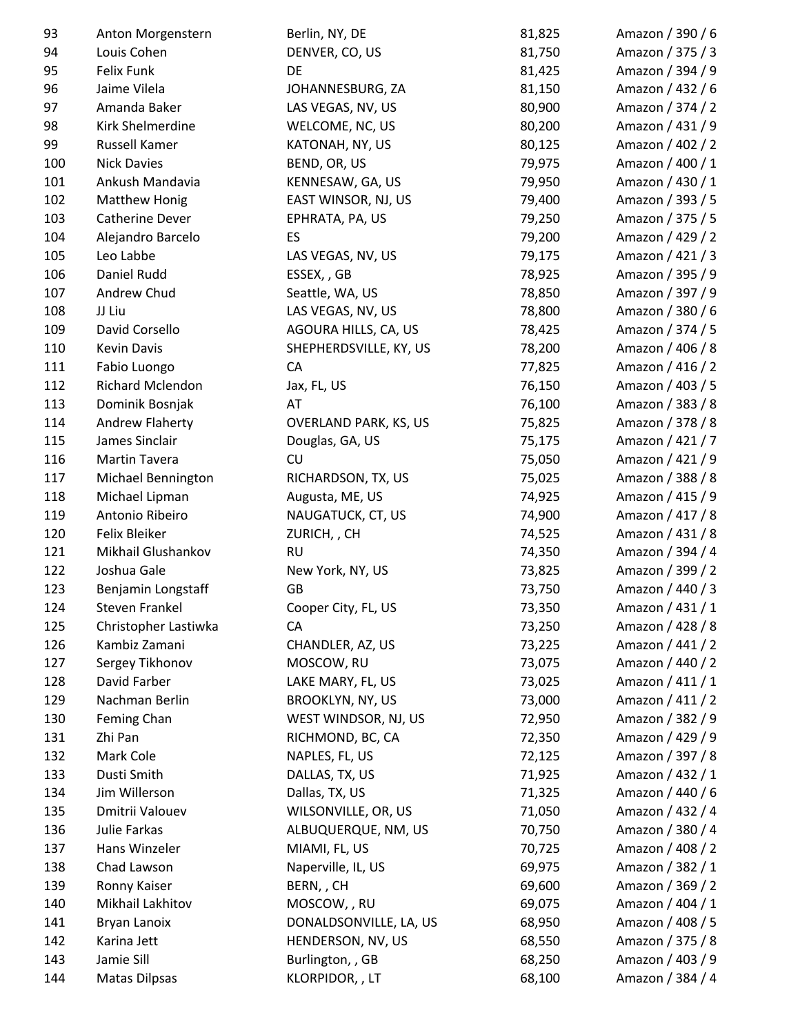| | | | | |
|---|---|---|---|---|
| 93 | Anton Morgenstern | Berlin, NY, DE | 81,825 | Amazon / 390 / 6 |
| 94 | Louis Cohen | DENVER, CO, US | 81,750 | Amazon / 375 / 3 |
| 95 | Felix Funk | DE | 81,425 | Amazon / 394 / 9 |
| 96 | Jaime Vilela | JOHANNESBURG, ZA | 81,150 | Amazon / 432 / 6 |
| 97 | Amanda Baker | LAS VEGAS, NV, US | 80,900 | Amazon / 374 / 2 |
| 98 | Kirk Shelmerdine | WELCOME, NC, US | 80,200 | Amazon / 431 / 9 |
| 99 | Russell Kamer | KATONAH, NY, US | 80,125 | Amazon / 402 / 2 |
| 100 | Nick Davies | BEND, OR, US | 79,975 | Amazon / 400 / 1 |
| 101 | Ankush Mandavia | KENNESAW, GA, US | 79,950 | Amazon / 430 / 1 |
| 102 | Matthew Honig | EAST WINSOR, NJ, US | 79,400 | Amazon / 393 / 5 |
| 103 | Catherine Dever | EPHRATA, PA, US | 79,250 | Amazon / 375 / 5 |
| 104 | Alejandro Barcelo | ES | 79,200 | Amazon / 429 / 2 |
| 105 | Leo Labbe | LAS VEGAS, NV, US | 79,175 | Amazon / 421 / 3 |
| 106 | Daniel Rudd | ESSEX, , GB | 78,925 | Amazon / 395 / 9 |
| 107 | Andrew Chud | Seattle, WA, US | 78,850 | Amazon / 397 / 9 |
| 108 | JJ Liu | LAS VEGAS, NV, US | 78,800 | Amazon / 380 / 6 |
| 109 | David Corsello | AGOURA HILLS, CA, US | 78,425 | Amazon / 374 / 5 |
| 110 | Kevin Davis | SHEPHERDSVILLE, KY, US | 78,200 | Amazon / 406 / 8 |
| 111 | Fabio Luongo | CA | 77,825 | Amazon / 416 / 2 |
| 112 | Richard Mclendon | Jax, FL, US | 76,150 | Amazon / 403 / 5 |
| 113 | Dominik Bosnjak | AT | 76,100 | Amazon / 383 / 8 |
| 114 | Andrew Flaherty | OVERLAND PARK, KS, US | 75,825 | Amazon / 378 / 8 |
| 115 | James Sinclair | Douglas, GA, US | 75,175 | Amazon / 421 / 7 |
| 116 | Martin Tavera | CU | 75,050 | Amazon / 421 / 9 |
| 117 | Michael Bennington | RICHARDSON, TX, US | 75,025 | Amazon / 388 / 8 |
| 118 | Michael Lipman | Augusta, ME, US | 74,925 | Amazon / 415 / 9 |
| 119 | Antonio Ribeiro | NAUGATUCK, CT, US | 74,900 | Amazon / 417 / 8 |
| 120 | Felix Bleiker | ZURICH, , CH | 74,525 | Amazon / 431 / 8 |
| 121 | Mikhail Glushankov | RU | 74,350 | Amazon / 394 / 4 |
| 122 | Joshua Gale | New York, NY, US | 73,825 | Amazon / 399 / 2 |
| 123 | Benjamin Longstaff | GB | 73,750 | Amazon / 440 / 3 |
| 124 | Steven Frankel | Cooper City, FL, US | 73,350 | Amazon / 431 / 1 |
| 125 | Christopher Lastiwka | CA | 73,250 | Amazon / 428 / 8 |
| 126 | Kambiz Zamani | CHANDLER, AZ, US | 73,225 | Amazon / 441 / 2 |
| 127 | Sergey Tikhonov | MOSCOW, RU | 73,075 | Amazon / 440 / 2 |
| 128 | David Farber | LAKE MARY, FL, US | 73,025 | Amazon / 411 / 1 |
| 129 | Nachman Berlin | BROOKLYN, NY, US | 73,000 | Amazon / 411 / 2 |
| 130 | Feming Chan | WEST WINDSOR, NJ, US | 72,950 | Amazon / 382 / 9 |
| 131 | Zhi Pan | RICHMOND, BC, CA | 72,350 | Amazon / 429 / 9 |
| 132 | Mark Cole | NAPLES, FL, US | 72,125 | Amazon / 397 / 8 |
| 133 | Dusti Smith | DALLAS, TX, US | 71,925 | Amazon / 432 / 1 |
| 134 | Jim Willerson | Dallas, TX, US | 71,325 | Amazon / 440 / 6 |
| 135 | Dmitrii Valouev | WILSONVILLE, OR, US | 71,050 | Amazon / 432 / 4 |
| 136 | Julie Farkas | ALBUQUERQUE, NM, US | 70,750 | Amazon / 380 / 4 |
| 137 | Hans Winzeler | MIAMI, FL, US | 70,725 | Amazon / 408 / 2 |
| 138 | Chad Lawson | Naperville, IL, US | 69,975 | Amazon / 382 / 1 |
| 139 | Ronny Kaiser | BERN, , CH | 69,600 | Amazon / 369 / 2 |
| 140 | Mikhail Lakhitov | MOSCOW, , RU | 69,075 | Amazon / 404 / 1 |
| 141 | Bryan Lanoix | DONALDSONVILLE, LA, US | 68,950 | Amazon / 408 / 5 |
| 142 | Karina Jett | HENDERSON, NV, US | 68,550 | Amazon / 375 / 8 |
| 143 | Jamie Sill | Burlington, , GB | 68,250 | Amazon / 403 / 9 |
| 144 | Matas Dilpsas | KLORPIDOR, , LT | 68,100 | Amazon / 384 / 4 |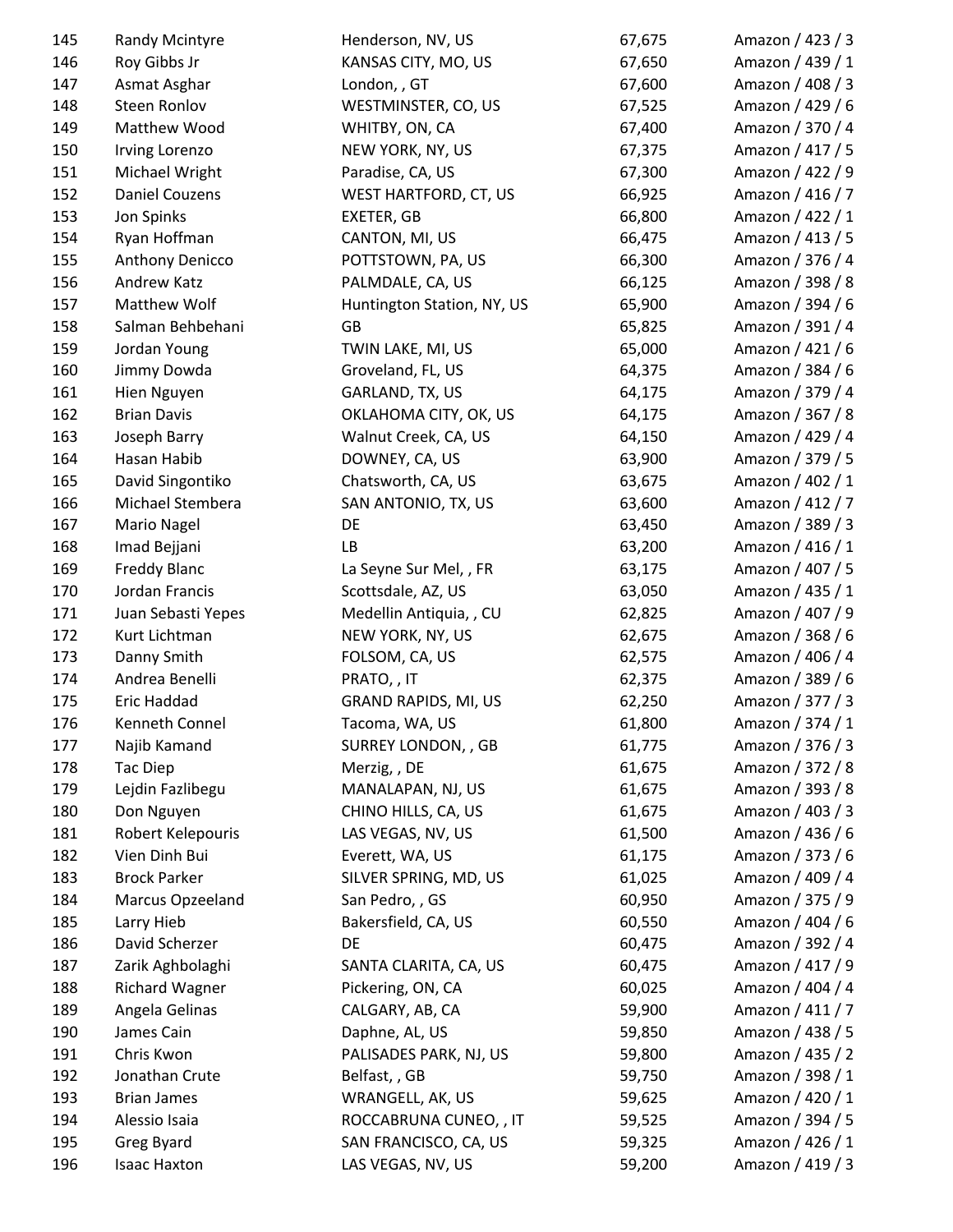| 145 | Randy Mcintyre | Henderson, NV, US | 67,675 | Amazon / 423 / 3 |
|---|---|---|---|---|
| 146 | Roy Gibbs Jr | KANSAS CITY, MO, US | 67,650 | Amazon / 439 / 1 |
| 147 | Asmat Asghar | London, , GT | 67,600 | Amazon / 408 / 3 |
| 148 | Steen Ronlov | WESTMINSTER, CO, US | 67,525 | Amazon / 429 / 6 |
| 149 | Matthew Wood | WHITBY, ON, CA | 67,400 | Amazon / 370 / 4 |
| 150 | Irving Lorenzo | NEW YORK, NY, US | 67,375 | Amazon / 417 / 5 |
| 151 | Michael Wright | Paradise, CA, US | 67,300 | Amazon / 422 / 9 |
| 152 | Daniel Couzens | WEST HARTFORD, CT, US | 66,925 | Amazon / 416 / 7 |
| 153 | Jon Spinks | EXETER, GB | 66,800 | Amazon / 422 / 1 |
| 154 | Ryan Hoffman | CANTON, MI, US | 66,475 | Amazon / 413 / 5 |
| 155 | Anthony Denicco | POTTSTOWN, PA, US | 66,300 | Amazon / 376 / 4 |
| 156 | Andrew Katz | PALMDALE, CA, US | 66,125 | Amazon / 398 / 8 |
| 157 | Matthew Wolf | Huntington Station, NY, US | 65,900 | Amazon / 394 / 6 |
| 158 | Salman Behbehani | GB | 65,825 | Amazon / 391 / 4 |
| 159 | Jordan Young | TWIN LAKE, MI, US | 65,000 | Amazon / 421 / 6 |
| 160 | Jimmy Dowda | Groveland, FL, US | 64,375 | Amazon / 384 / 6 |
| 161 | Hien Nguyen | GARLAND, TX, US | 64,175 | Amazon / 379 / 4 |
| 162 | Brian Davis | OKLAHOMA CITY, OK, US | 64,175 | Amazon / 367 / 8 |
| 163 | Joseph Barry | Walnut Creek, CA, US | 64,150 | Amazon / 429 / 4 |
| 164 | Hasan Habib | DOWNEY, CA, US | 63,900 | Amazon / 379 / 5 |
| 165 | David Singontiko | Chatsworth, CA, US | 63,675 | Amazon / 402 / 1 |
| 166 | Michael Stembera | SAN ANTONIO, TX, US | 63,600 | Amazon / 412 / 7 |
| 167 | Mario Nagel | DE | 63,450 | Amazon / 389 / 3 |
| 168 | Imad Bejjani | LB | 63,200 | Amazon / 416 / 1 |
| 169 | Freddy Blanc | La Seyne Sur Mel, , FR | 63,175 | Amazon / 407 / 5 |
| 170 | Jordan Francis | Scottsdale, AZ, US | 63,050 | Amazon / 435 / 1 |
| 171 | Juan Sebasti Yepes | Medellin Antiquia, , CU | 62,825 | Amazon / 407 / 9 |
| 172 | Kurt Lichtman | NEW YORK, NY, US | 62,675 | Amazon / 368 / 6 |
| 173 | Danny Smith | FOLSOM, CA, US | 62,575 | Amazon / 406 / 4 |
| 174 | Andrea Benelli | PRATO, , IT | 62,375 | Amazon / 389 / 6 |
| 175 | Eric Haddad | GRAND RAPIDS, MI, US | 62,250 | Amazon / 377 / 3 |
| 176 | Kenneth Connel | Tacoma, WA, US | 61,800 | Amazon / 374 / 1 |
| 177 | Najib Kamand | SURREY LONDON, , GB | 61,775 | Amazon / 376 / 3 |
| 178 | Tac Diep | Merzig, , DE | 61,675 | Amazon / 372 / 8 |
| 179 | Lejdin Fazlibegu | MANALAPAN, NJ, US | 61,675 | Amazon / 393 / 8 |
| 180 | Don Nguyen | CHINO HILLS, CA, US | 61,675 | Amazon / 403 / 3 |
| 181 | Robert Kelepouris | LAS VEGAS, NV, US | 61,500 | Amazon / 436 / 6 |
| 182 | Vien Dinh Bui | Everett, WA, US | 61,175 | Amazon / 373 / 6 |
| 183 | Brock Parker | SILVER SPRING, MD, US | 61,025 | Amazon / 409 / 4 |
| 184 | Marcus Opzeeland | San Pedro, , GS | 60,950 | Amazon / 375 / 9 |
| 185 | Larry Hieb | Bakersfield, CA, US | 60,550 | Amazon / 404 / 6 |
| 186 | David Scherzer | DE | 60,475 | Amazon / 392 / 4 |
| 187 | Zarik Aghbolaghi | SANTA CLARITA, CA, US | 60,475 | Amazon / 417 / 9 |
| 188 | Richard Wagner | Pickering, ON, CA | 60,025 | Amazon / 404 / 4 |
| 189 | Angela Gelinas | CALGARY, AB, CA | 59,900 | Amazon / 411 / 7 |
| 190 | James Cain | Daphne, AL, US | 59,850 | Amazon / 438 / 5 |
| 191 | Chris Kwon | PALISADES PARK, NJ, US | 59,800 | Amazon / 435 / 2 |
| 192 | Jonathan Crute | Belfast, , GB | 59,750 | Amazon / 398 / 1 |
| 193 | Brian James | WRANGELL, AK, US | 59,625 | Amazon / 420 / 1 |
| 194 | Alessio Isaia | ROCCABRUNA CUNEO, , IT | 59,525 | Amazon / 394 / 5 |
| 195 | Greg Byard | SAN FRANCISCO, CA, US | 59,325 | Amazon / 426 / 1 |
| 196 | Isaac Haxton | LAS VEGAS, NV, US | 59,200 | Amazon / 419 / 3 |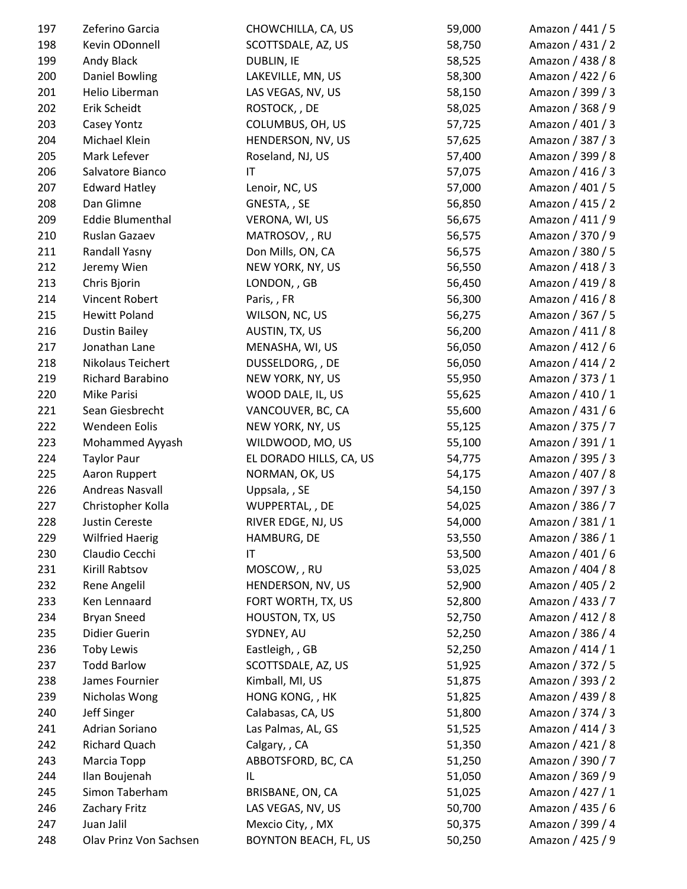| | | | | |
|---|---|---|---|---|
| 197 | Zeferino Garcia | CHOWCHILLA, CA, US | 59,000 | Amazon / 441 / 5 |
| 198 | Kevin ODonnell | SCOTTSDALE, AZ, US | 58,750 | Amazon / 431 / 2 |
| 199 | Andy Black | DUBLIN, IE | 58,525 | Amazon / 438 / 8 |
| 200 | Daniel Bowling | LAKEVILLE, MN, US | 58,300 | Amazon / 422 / 6 |
| 201 | Helio Liberman | LAS VEGAS, NV, US | 58,150 | Amazon / 399 / 3 |
| 202 | Erik Scheidt | ROSTOCK, , DE | 58,025 | Amazon / 368 / 9 |
| 203 | Casey Yontz | COLUMBUS, OH, US | 57,725 | Amazon / 401 / 3 |
| 204 | Michael Klein | HENDERSON, NV, US | 57,625 | Amazon / 387 / 3 |
| 205 | Mark Lefever | Roseland, NJ, US | 57,400 | Amazon / 399 / 8 |
| 206 | Salvatore Bianco | IT | 57,075 | Amazon / 416 / 3 |
| 207 | Edward Hatley | Lenoir, NC, US | 57,000 | Amazon / 401 / 5 |
| 208 | Dan Glimne | GNESTA, , SE | 56,850 | Amazon / 415 / 2 |
| 209 | Eddie Blumenthal | VERONA, WI, US | 56,675 | Amazon / 411 / 9 |
| 210 | Ruslan Gazaev | MATROSOV, , RU | 56,575 | Amazon / 370 / 9 |
| 211 | Randall Yasny | Don Mills, ON, CA | 56,575 | Amazon / 380 / 5 |
| 212 | Jeremy Wien | NEW YORK, NY, US | 56,550 | Amazon / 418 / 3 |
| 213 | Chris Bjorin | LONDON, , GB | 56,450 | Amazon / 419 / 8 |
| 214 | Vincent Robert | Paris, , FR | 56,300 | Amazon / 416 / 8 |
| 215 | Hewitt Poland | WILSON, NC, US | 56,275 | Amazon / 367 / 5 |
| 216 | Dustin Bailey | AUSTIN, TX, US | 56,200 | Amazon / 411 / 8 |
| 217 | Jonathan Lane | MENASHA, WI, US | 56,050 | Amazon / 412 / 6 |
| 218 | Nikolaus Teichert | DUSSELDORG, , DE | 56,050 | Amazon / 414 / 2 |
| 219 | Richard Barabino | NEW YORK, NY, US | 55,950 | Amazon / 373 / 1 |
| 220 | Mike Parisi | WOOD DALE, IL, US | 55,625 | Amazon / 410 / 1 |
| 221 | Sean Giesbrecht | VANCOUVER, BC, CA | 55,600 | Amazon / 431 / 6 |
| 222 | Wendeen Eolis | NEW YORK, NY, US | 55,125 | Amazon / 375 / 7 |
| 223 | Mohammed Ayyash | WILDWOOD, MO, US | 55,100 | Amazon / 391 / 1 |
| 224 | Taylor Paur | EL DORADO HILLS, CA, US | 54,775 | Amazon / 395 / 3 |
| 225 | Aaron Ruppert | NORMAN, OK, US | 54,175 | Amazon / 407 / 8 |
| 226 | Andreas Nasvall | Uppsala, , SE | 54,150 | Amazon / 397 / 3 |
| 227 | Christopher Kolla | WUPPERTAL, , DE | 54,025 | Amazon / 386 / 7 |
| 228 | Justin Cereste | RIVER EDGE, NJ, US | 54,000 | Amazon / 381 / 1 |
| 229 | Wilfried Haerig | HAMBURG, DE | 53,550 | Amazon / 386 / 1 |
| 230 | Claudio Cecchi | IT | 53,500 | Amazon / 401 / 6 |
| 231 | Kirill Rabtsov | MOSCOW, , RU | 53,025 | Amazon / 404 / 8 |
| 232 | Rene Angelil | HENDERSON, NV, US | 52,900 | Amazon / 405 / 2 |
| 233 | Ken Lennaard | FORT WORTH, TX, US | 52,800 | Amazon / 433 / 7 |
| 234 | Bryan Sneed | HOUSTON, TX, US | 52,750 | Amazon / 412 / 8 |
| 235 | Didier Guerin | SYDNEY, AU | 52,250 | Amazon / 386 / 4 |
| 236 | Toby Lewis | Eastleigh, , GB | 52,250 | Amazon / 414 / 1 |
| 237 | Todd Barlow | SCOTTSDALE, AZ, US | 51,925 | Amazon / 372 / 5 |
| 238 | James Fournier | Kimball, MI, US | 51,875 | Amazon / 393 / 2 |
| 239 | Nicholas Wong | HONG KONG, , HK | 51,825 | Amazon / 439 / 8 |
| 240 | Jeff Singer | Calabasas, CA, US | 51,800 | Amazon / 374 / 3 |
| 241 | Adrian Soriano | Las Palmas, AL, GS | 51,525 | Amazon / 414 / 3 |
| 242 | Richard Quach | Calgary, , CA | 51,350 | Amazon / 421 / 8 |
| 243 | Marcia Topp | ABBOTSFORD, BC, CA | 51,250 | Amazon / 390 / 7 |
| 244 | Ilan Boujenah | IL | 51,050 | Amazon / 369 / 9 |
| 245 | Simon Taberham | BRISBANE, ON, CA | 51,025 | Amazon / 427 / 1 |
| 246 | Zachary Fritz | LAS VEGAS, NV, US | 50,700 | Amazon / 435 / 6 |
| 247 | Juan Jalil | Mexcio City, , MX | 50,375 | Amazon / 399 / 4 |
| 248 | Olav Prinz Von Sachsen | BOYNTON BEACH, FL, US | 50,250 | Amazon / 425 / 9 |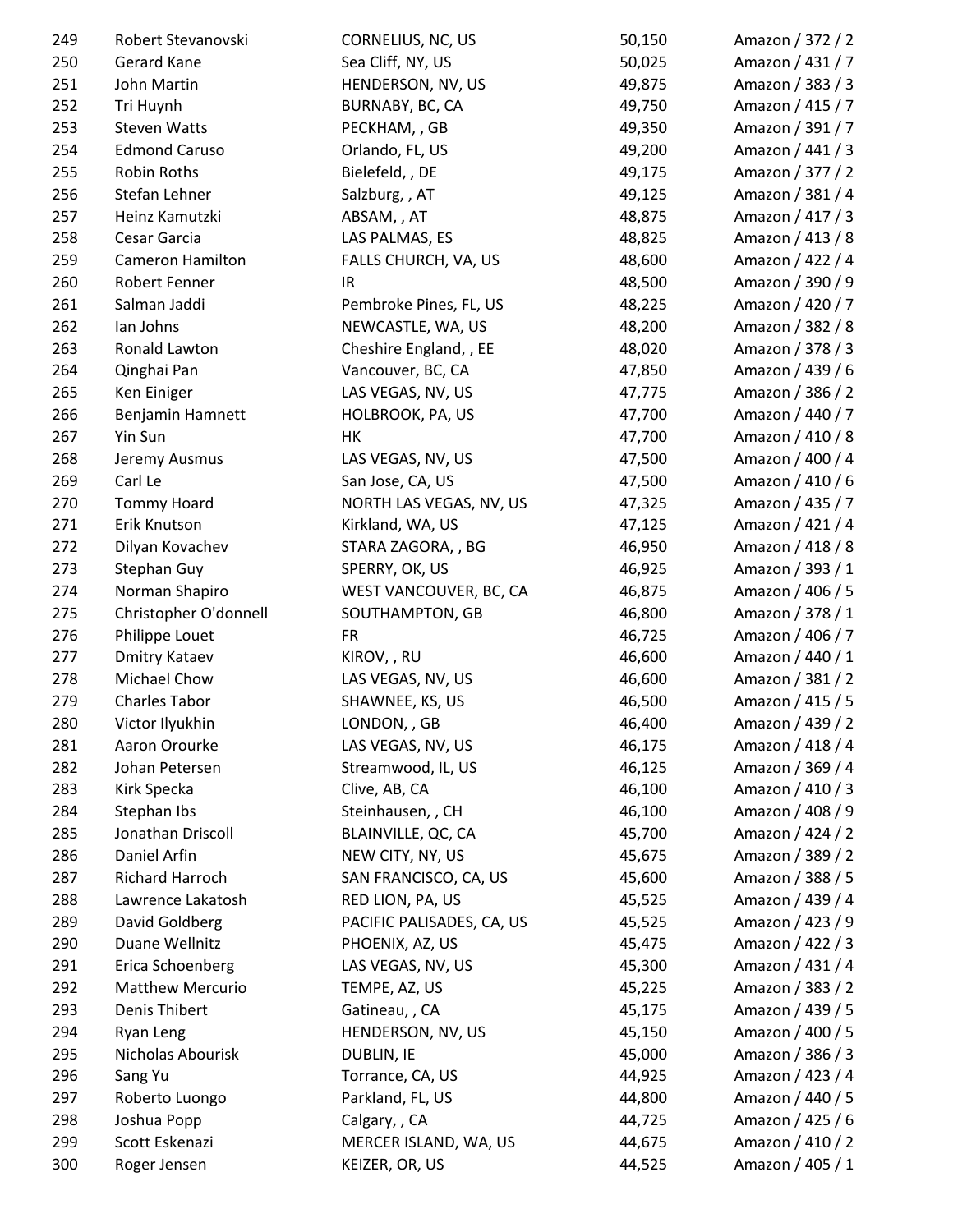| | | | | |
|---|---|---|---|---|
| 249 | Robert Stevanovski | CORNELIUS, NC, US | 50,150 | Amazon / 372 / 2 |
| 250 | Gerard Kane | Sea Cliff, NY, US | 50,025 | Amazon / 431 / 7 |
| 251 | John Martin | HENDERSON, NV, US | 49,875 | Amazon / 383 / 3 |
| 252 | Tri Huynh | BURNABY, BC, CA | 49,750 | Amazon / 415 / 7 |
| 253 | Steven Watts | PECKHAM, , GB | 49,350 | Amazon / 391 / 7 |
| 254 | Edmond Caruso | Orlando, FL, US | 49,200 | Amazon / 441 / 3 |
| 255 | Robin Roths | Bielefeld, , DE | 49,175 | Amazon / 377 / 2 |
| 256 | Stefan Lehner | Salzburg, , AT | 49,125 | Amazon / 381 / 4 |
| 257 | Heinz Kamutzki | ABSAM, , AT | 48,875 | Amazon / 417 / 3 |
| 258 | Cesar Garcia | LAS PALMAS, ES | 48,825 | Amazon / 413 / 8 |
| 259 | Cameron Hamilton | FALLS CHURCH, VA, US | 48,600 | Amazon / 422 / 4 |
| 260 | Robert Fenner | IR | 48,500 | Amazon / 390 / 9 |
| 261 | Salman Jaddi | Pembroke Pines, FL, US | 48,225 | Amazon / 420 / 7 |
| 262 | Ian Johns | NEWCASTLE, WA, US | 48,200 | Amazon / 382 / 8 |
| 263 | Ronald Lawton | Cheshire England, , EE | 48,020 | Amazon / 378 / 3 |
| 264 | Qinghai Pan | Vancouver, BC, CA | 47,850 | Amazon / 439 / 6 |
| 265 | Ken Einiger | LAS VEGAS, NV, US | 47,775 | Amazon / 386 / 2 |
| 266 | Benjamin Hamnett | HOLBROOK, PA, US | 47,700 | Amazon / 440 / 7 |
| 267 | Yin Sun | HK | 47,700 | Amazon / 410 / 8 |
| 268 | Jeremy Ausmus | LAS VEGAS, NV, US | 47,500 | Amazon / 400 / 4 |
| 269 | Carl Le | San Jose, CA, US | 47,500 | Amazon / 410 / 6 |
| 270 | Tommy Hoard | NORTH LAS VEGAS, NV, US | 47,325 | Amazon / 435 / 7 |
| 271 | Erik Knutson | Kirkland, WA, US | 47,125 | Amazon / 421 / 4 |
| 272 | Dilyan Kovachev | STARA ZAGORA, , BG | 46,950 | Amazon / 418 / 8 |
| 273 | Stephan Guy | SPERRY, OK, US | 46,925 | Amazon / 393 / 1 |
| 274 | Norman Shapiro | WEST VANCOUVER, BC, CA | 46,875 | Amazon / 406 / 5 |
| 275 | Christopher O'donnell | SOUTHAMPTON, GB | 46,800 | Amazon / 378 / 1 |
| 276 | Philippe Louet | FR | 46,725 | Amazon / 406 / 7 |
| 277 | Dmitry Kataev | KIROV, , RU | 46,600 | Amazon / 440 / 1 |
| 278 | Michael Chow | LAS VEGAS, NV, US | 46,600 | Amazon / 381 / 2 |
| 279 | Charles Tabor | SHAWNEE, KS, US | 46,500 | Amazon / 415 / 5 |
| 280 | Victor Ilyukhin | LONDON, , GB | 46,400 | Amazon / 439 / 2 |
| 281 | Aaron Orourke | LAS VEGAS, NV, US | 46,175 | Amazon / 418 / 4 |
| 282 | Johan Petersen | Streamwood, IL, US | 46,125 | Amazon / 369 / 4 |
| 283 | Kirk Specka | Clive, AB, CA | 46,100 | Amazon / 410 / 3 |
| 284 | Stephan Ibs | Steinhausen, , CH | 46,100 | Amazon / 408 / 9 |
| 285 | Jonathan Driscoll | BLAINVILLE, QC, CA | 45,700 | Amazon / 424 / 2 |
| 286 | Daniel Arfin | NEW CITY, NY, US | 45,675 | Amazon / 389 / 2 |
| 287 | Richard Harroch | SAN FRANCISCO, CA, US | 45,600 | Amazon / 388 / 5 |
| 288 | Lawrence Lakatosh | RED LION, PA, US | 45,525 | Amazon / 439 / 4 |
| 289 | David Goldberg | PACIFIC PALISADES, CA, US | 45,525 | Amazon / 423 / 9 |
| 290 | Duane Wellnitz | PHOENIX, AZ, US | 45,475 | Amazon / 422 / 3 |
| 291 | Erica Schoenberg | LAS VEGAS, NV, US | 45,300 | Amazon / 431 / 4 |
| 292 | Matthew Mercurio | TEMPE, AZ, US | 45,225 | Amazon / 383 / 2 |
| 293 | Denis Thibert | Gatineau, , CA | 45,175 | Amazon / 439 / 5 |
| 294 | Ryan Leng | HENDERSON, NV, US | 45,150 | Amazon / 400 / 5 |
| 295 | Nicholas Abourisk | DUBLIN, IE | 45,000 | Amazon / 386 / 3 |
| 296 | Sang Yu | Torrance, CA, US | 44,925 | Amazon / 423 / 4 |
| 297 | Roberto Luongo | Parkland, FL, US | 44,800 | Amazon / 440 / 5 |
| 298 | Joshua Popp | Calgary, , CA | 44,725 | Amazon / 425 / 6 |
| 299 | Scott Eskenazi | MERCER ISLAND, WA, US | 44,675 | Amazon / 410 / 2 |
| 300 | Roger Jensen | KEIZER, OR, US | 44,525 | Amazon / 405 / 1 |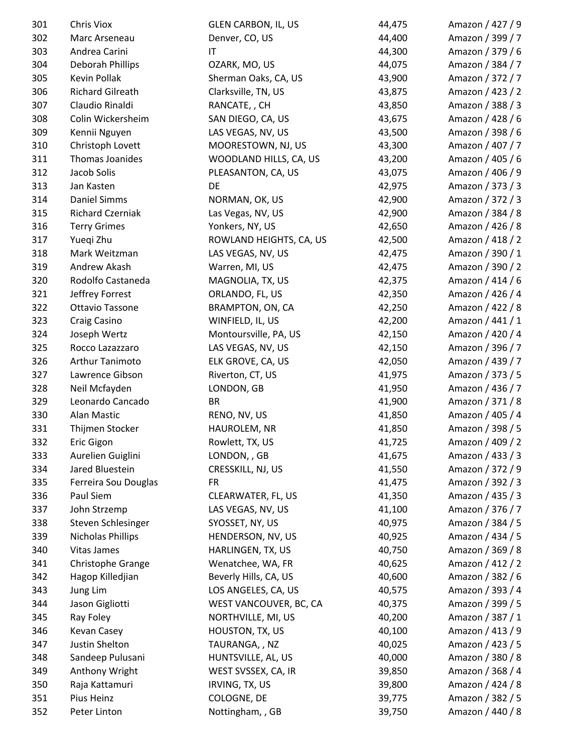| | | | | |
|---|---|---|---|---|
| 301 | Chris Viox | GLEN CARBON, IL, US | 44,475 | Amazon / 427 / 9 |
| 302 | Marc Arseneau | Denver, CO, US | 44,400 | Amazon / 399 / 7 |
| 303 | Andrea Carini | IT | 44,300 | Amazon / 379 / 6 |
| 304 | Deborah Phillips | OZARK, MO, US | 44,075 | Amazon / 384 / 7 |
| 305 | Kevin Pollak | Sherman Oaks, CA, US | 43,900 | Amazon / 372 / 7 |
| 306 | Richard Gilreath | Clarksville, TN, US | 43,875 | Amazon / 423 / 2 |
| 307 | Claudio Rinaldi | RANCATE, , CH | 43,850 | Amazon / 388 / 3 |
| 308 | Colin Wickersheim | SAN DIEGO, CA, US | 43,675 | Amazon / 428 / 6 |
| 309 | Kennii Nguyen | LAS VEGAS, NV, US | 43,500 | Amazon / 398 / 6 |
| 310 | Christoph Lovett | MOORESTOWN, NJ, US | 43,300 | Amazon / 407 / 7 |
| 311 | Thomas Joanides | WOODLAND HILLS, CA, US | 43,200 | Amazon / 405 / 6 |
| 312 | Jacob Solis | PLEASANTON, CA, US | 43,075 | Amazon / 406 / 9 |
| 313 | Jan Kasten | DE | 42,975 | Amazon / 373 / 3 |
| 314 | Daniel Simms | NORMAN, OK, US | 42,900 | Amazon / 372 / 3 |
| 315 | Richard Czerniak | Las Vegas, NV, US | 42,900 | Amazon / 384 / 8 |
| 316 | Terry Grimes | Yonkers, NY, US | 42,650 | Amazon / 426 / 8 |
| 317 | Yueqi Zhu | ROWLAND HEIGHTS, CA, US | 42,500 | Amazon / 418 / 2 |
| 318 | Mark Weitzman | LAS VEGAS, NV, US | 42,475 | Amazon / 390 / 1 |
| 319 | Andrew Akash | Warren, MI, US | 42,475 | Amazon / 390 / 2 |
| 320 | Rodolfo Castaneda | MAGNOLIA, TX, US | 42,375 | Amazon / 414 / 6 |
| 321 | Jeffrey Forrest | ORLANDO, FL, US | 42,350 | Amazon / 426 / 4 |
| 322 | Ottavio Tassone | BRAMPTON, ON, CA | 42,250 | Amazon / 422 / 8 |
| 323 | Craig Casino | WINFIELD, IL, US | 42,200 | Amazon / 441 / 1 |
| 324 | Joseph Wertz | Montoursville, PA, US | 42,150 | Amazon / 420 / 4 |
| 325 | Rocco Lazazzaro | LAS VEGAS, NV, US | 42,150 | Amazon / 396 / 7 |
| 326 | Arthur Tanimoto | ELK GROVE, CA, US | 42,050 | Amazon / 439 / 7 |
| 327 | Lawrence Gibson | Riverton, CT, US | 41,975 | Amazon / 373 / 5 |
| 328 | Neil Mcfayden | LONDON, GB | 41,950 | Amazon / 436 / 7 |
| 329 | Leonardo Cancado | BR | 41,900 | Amazon / 371 / 8 |
| 330 | Alan Mastic | RENO, NV, US | 41,850 | Amazon / 405 / 4 |
| 331 | Thijmen Stocker | HAUROLEM, NR | 41,850 | Amazon / 398 / 5 |
| 332 | Eric Gigon | Rowlett, TX, US | 41,725 | Amazon / 409 / 2 |
| 333 | Aurelien Guiglini | LONDON, , GB | 41,675 | Amazon / 433 / 3 |
| 334 | Jared Bluestein | CRESSKILL, NJ, US | 41,550 | Amazon / 372 / 9 |
| 335 | Ferreira Sou Douglas | FR | 41,475 | Amazon / 392 / 3 |
| 336 | Paul Siem | CLEARWATER, FL, US | 41,350 | Amazon / 435 / 3 |
| 337 | John Strzemp | LAS VEGAS, NV, US | 41,100 | Amazon / 376 / 7 |
| 338 | Steven Schlesinger | SYOSSET, NY, US | 40,975 | Amazon / 384 / 5 |
| 339 | Nicholas Phillips | HENDERSON, NV, US | 40,925 | Amazon / 434 / 5 |
| 340 | Vitas James | HARLINGEN, TX, US | 40,750 | Amazon / 369 / 8 |
| 341 | Christophe Grange | Wenatchee, WA, FR | 40,625 | Amazon / 412 / 2 |
| 342 | Hagop Killedjian | Beverly Hills, CA, US | 40,600 | Amazon / 382 / 6 |
| 343 | Jung Lim | LOS ANGELES, CA, US | 40,575 | Amazon / 393 / 4 |
| 344 | Jason Gigliotti | WEST VANCOUVER, BC, CA | 40,375 | Amazon / 399 / 5 |
| 345 | Ray Foley | NORTHVILLE, MI, US | 40,200 | Amazon / 387 / 1 |
| 346 | Kevan Casey | HOUSTON, TX, US | 40,100 | Amazon / 413 / 9 |
| 347 | Justin Shelton | TAURANGA, , NZ | 40,025 | Amazon / 423 / 5 |
| 348 | Sandeep Pulusani | HUNTSVILLE, AL, US | 40,000 | Amazon / 380 / 8 |
| 349 | Anthony Wright | WEST SVSSEX, CA, IR | 39,850 | Amazon / 368 / 4 |
| 350 | Raja Kattamuri | IRVING, TX, US | 39,800 | Amazon / 424 / 8 |
| 351 | Pius Heinz | COLOGNE, DE | 39,775 | Amazon / 382 / 5 |
| 352 | Peter Linton | Nottingham, , GB | 39,750 | Amazon / 440 / 8 |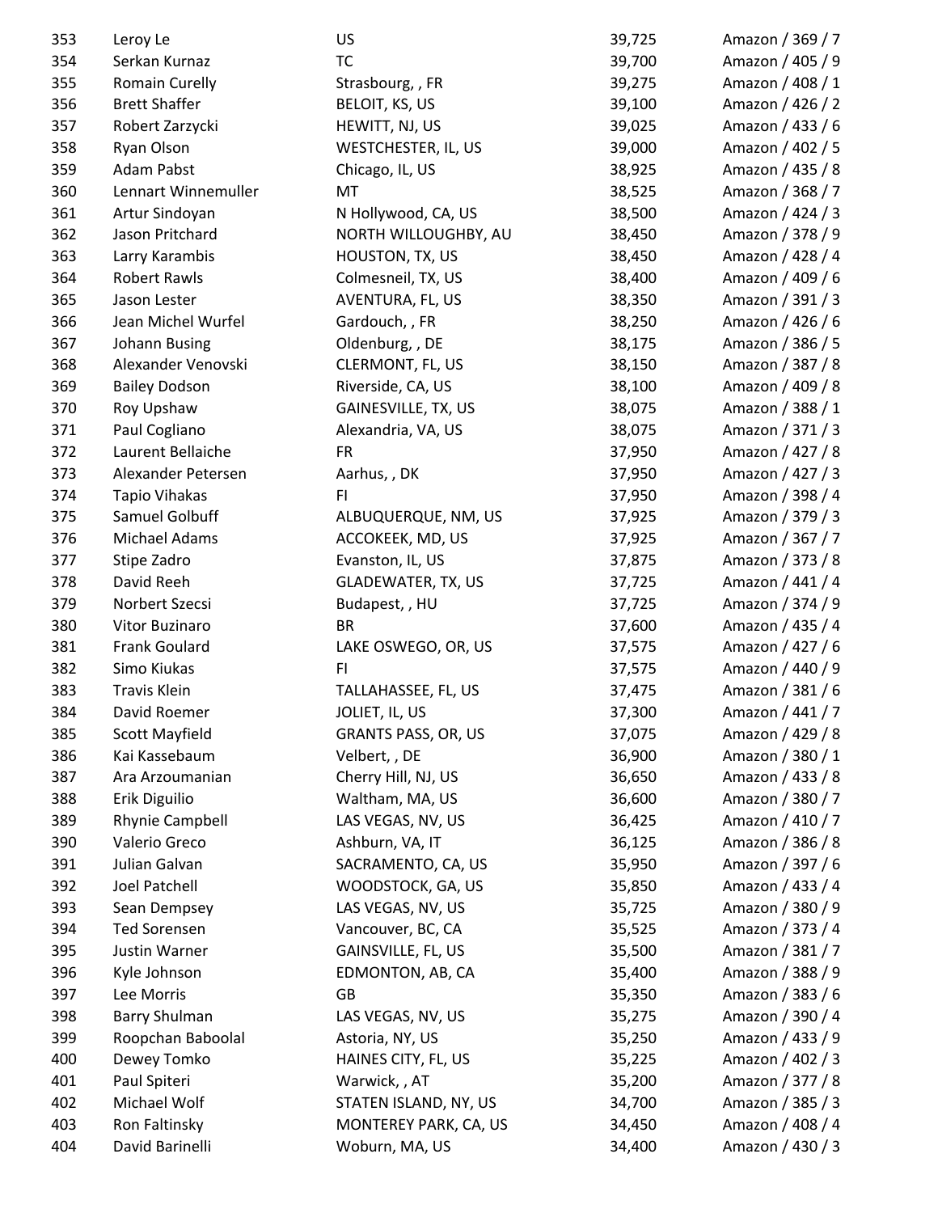| 353 | Leroy Le | US | 39,725 | Amazon / 369 / 7 |
|---|---|---|---|---|
| 354 | Serkan Kurnaz | TC | 39,700 | Amazon / 405 / 9 |
| 355 | Romain Curelly | Strasbourg, , FR | 39,275 | Amazon / 408 / 1 |
| 356 | Brett Shaffer | BELOIT, KS, US | 39,100 | Amazon / 426 / 2 |
| 357 | Robert Zarzycki | HEWITT, NJ, US | 39,025 | Amazon / 433 / 6 |
| 358 | Ryan Olson | WESTCHESTER, IL, US | 39,000 | Amazon / 402 / 5 |
| 359 | Adam Pabst | Chicago, IL, US | 38,925 | Amazon / 435 / 8 |
| 360 | Lennart Winnemuller | MT | 38,525 | Amazon / 368 / 7 |
| 361 | Artur Sindoyan | N Hollywood, CA, US | 38,500 | Amazon / 424 / 3 |
| 362 | Jason Pritchard | NORTH WILLOUGHBY, AU | 38,450 | Amazon / 378 / 9 |
| 363 | Larry Karambis | HOUSTON, TX, US | 38,450 | Amazon / 428 / 4 |
| 364 | Robert Rawls | Colmesneil, TX, US | 38,400 | Amazon / 409 / 6 |
| 365 | Jason Lester | AVENTURA, FL, US | 38,350 | Amazon / 391 / 3 |
| 366 | Jean Michel Wurfel | Gardouch, , FR | 38,250 | Amazon / 426 / 6 |
| 367 | Johann Busing | Oldenburg, , DE | 38,175 | Amazon / 386 / 5 |
| 368 | Alexander Venovski | CLERMONT, FL, US | 38,150 | Amazon / 387 / 8 |
| 369 | Bailey Dodson | Riverside, CA, US | 38,100 | Amazon / 409 / 8 |
| 370 | Roy Upshaw | GAINESVILLE, TX, US | 38,075 | Amazon / 388 / 1 |
| 371 | Paul Cogliano | Alexandria, VA, US | 38,075 | Amazon / 371 / 3 |
| 372 | Laurent Bellaiche | FR | 37,950 | Amazon / 427 / 8 |
| 373 | Alexander Petersen | Aarhus, , DK | 37,950 | Amazon / 427 / 3 |
| 374 | Tapio Vihakas | FI | 37,950 | Amazon / 398 / 4 |
| 375 | Samuel Golbuff | ALBUQUERQUE, NM, US | 37,925 | Amazon / 379 / 3 |
| 376 | Michael Adams | ACCOKEEK, MD, US | 37,925 | Amazon / 367 / 7 |
| 377 | Stipe Zadro | Evanston, IL, US | 37,875 | Amazon / 373 / 8 |
| 378 | David Reeh | GLADEWATER, TX, US | 37,725 | Amazon / 441 / 4 |
| 379 | Norbert Szecsi | Budapest, , HU | 37,725 | Amazon / 374 / 9 |
| 380 | Vitor Buzinaro | BR | 37,600 | Amazon / 435 / 4 |
| 381 | Frank Goulard | LAKE OSWEGO, OR, US | 37,575 | Amazon / 427 / 6 |
| 382 | Simo Kiukas | FI | 37,575 | Amazon / 440 / 9 |
| 383 | Travis Klein | TALLAHASSEE, FL, US | 37,475 | Amazon / 381 / 6 |
| 384 | David Roemer | JOLIET, IL, US | 37,300 | Amazon / 441 / 7 |
| 385 | Scott Mayfield | GRANTS PASS, OR, US | 37,075 | Amazon / 429 / 8 |
| 386 | Kai Kassebaum | Velbert, , DE | 36,900 | Amazon / 380 / 1 |
| 387 | Ara Arzoumanian | Cherry Hill, NJ, US | 36,650 | Amazon / 433 / 8 |
| 388 | Erik Diguilio | Waltham, MA, US | 36,600 | Amazon / 380 / 7 |
| 389 | Rhynie Campbell | LAS VEGAS, NV, US | 36,425 | Amazon / 410 / 7 |
| 390 | Valerio Greco | Ashburn, VA, IT | 36,125 | Amazon / 386 / 8 |
| 391 | Julian Galvan | SACRAMENTO, CA, US | 35,950 | Amazon / 397 / 6 |
| 392 | Joel Patchell | WOODSTOCK, GA, US | 35,850 | Amazon / 433 / 4 |
| 393 | Sean Dempsey | LAS VEGAS, NV, US | 35,725 | Amazon / 380 / 9 |
| 394 | Ted Sorensen | Vancouver, BC, CA | 35,525 | Amazon / 373 / 4 |
| 395 | Justin Warner | GAINSVILLE, FL, US | 35,500 | Amazon / 381 / 7 |
| 396 | Kyle Johnson | EDMONTON, AB, CA | 35,400 | Amazon / 388 / 9 |
| 397 | Lee Morris | GB | 35,350 | Amazon / 383 / 6 |
| 398 | Barry Shulman | LAS VEGAS, NV, US | 35,275 | Amazon / 390 / 4 |
| 399 | Roopchan Baboolal | Astoria, NY, US | 35,250 | Amazon / 433 / 9 |
| 400 | Dewey Tomko | HAINES CITY, FL, US | 35,225 | Amazon / 402 / 3 |
| 401 | Paul Spiteri | Warwick, , AT | 35,200 | Amazon / 377 / 8 |
| 402 | Michael Wolf | STATEN ISLAND, NY, US | 34,700 | Amazon / 385 / 3 |
| 403 | Ron Faltinsky | MONTEREY PARK, CA, US | 34,450 | Amazon / 408 / 4 |
| 404 | David Barinelli | Woburn, MA, US | 34,400 | Amazon / 430 / 3 |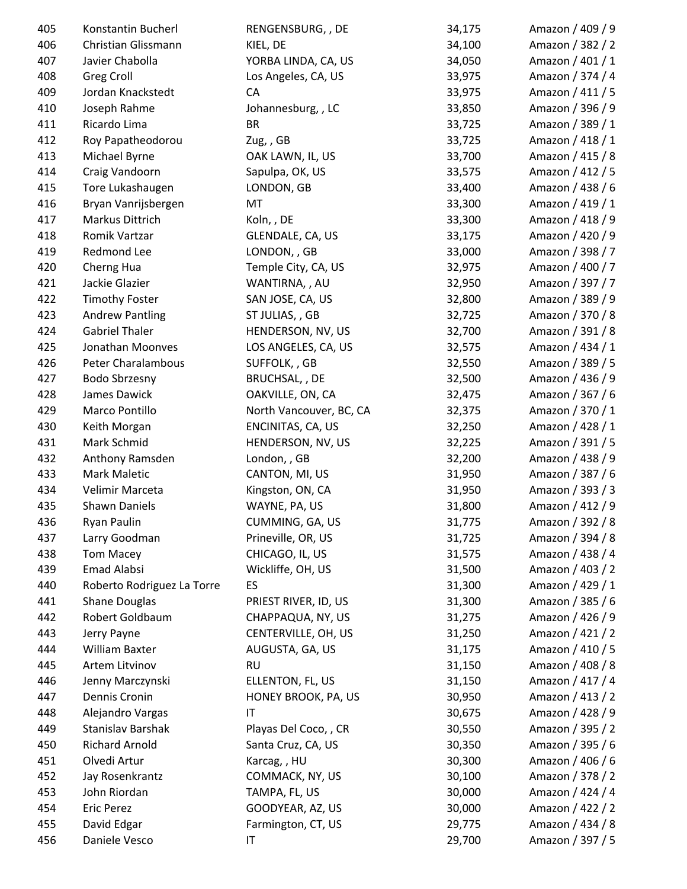| | | | | |
|---|---|---|---|---|
| 405 | Konstantin Bucherl | RENGENSBURG, , DE | 34,175 | Amazon / 409 / 9 |
| 406 | Christian Glissmann | KIEL, DE | 34,100 | Amazon / 382 / 2 |
| 407 | Javier Chabolla | YORBA LINDA, CA, US | 34,050 | Amazon / 401 / 1 |
| 408 | Greg Croll | Los Angeles, CA, US | 33,975 | Amazon / 374 / 4 |
| 409 | Jordan Knackstedt | CA | 33,975 | Amazon / 411 / 5 |
| 410 | Joseph Rahme | Johannesburg, , LC | 33,850 | Amazon / 396 / 9 |
| 411 | Ricardo Lima | BR | 33,725 | Amazon / 389 / 1 |
| 412 | Roy Papatheodorou | Zug, , GB | 33,725 | Amazon / 418 / 1 |
| 413 | Michael Byrne | OAK LAWN, IL, US | 33,700 | Amazon / 415 / 8 |
| 414 | Craig Vandoorn | Sapulpa, OK, US | 33,575 | Amazon / 412 / 5 |
| 415 | Tore Lukashaugen | LONDON, GB | 33,400 | Amazon / 438 / 6 |
| 416 | Bryan Vanrijsbergen | MT | 33,300 | Amazon / 419 / 1 |
| 417 | Markus Dittrich | Koln, , DE | 33,300 | Amazon / 418 / 9 |
| 418 | Romik Vartzar | GLENDALE, CA, US | 33,175 | Amazon / 420 / 9 |
| 419 | Redmond Lee | LONDON, , GB | 33,000 | Amazon / 398 / 7 |
| 420 | Cherng Hua | Temple City, CA, US | 32,975 | Amazon / 400 / 7 |
| 421 | Jackie Glazier | WANTIRNA, , AU | 32,950 | Amazon / 397 / 7 |
| 422 | Timothy Foster | SAN JOSE, CA, US | 32,800 | Amazon / 389 / 9 |
| 423 | Andrew Pantling | ST JULIAS, , GB | 32,725 | Amazon / 370 / 8 |
| 424 | Gabriel Thaler | HENDERSON, NV, US | 32,700 | Amazon / 391 / 8 |
| 425 | Jonathan Moonves | LOS ANGELES, CA, US | 32,575 | Amazon / 434 / 1 |
| 426 | Peter Charalambous | SUFFOLK, , GB | 32,550 | Amazon / 389 / 5 |
| 427 | Bodo Sbrzesny | BRUCHSAL, , DE | 32,500 | Amazon / 436 / 9 |
| 428 | James Dawick | OAKVILLE, ON, CA | 32,475 | Amazon / 367 / 6 |
| 429 | Marco Pontillo | North Vancouver, BC, CA | 32,375 | Amazon / 370 / 1 |
| 430 | Keith Morgan | ENCINITAS, CA, US | 32,250 | Amazon / 428 / 1 |
| 431 | Mark Schmid | HENDERSON, NV, US | 32,225 | Amazon / 391 / 5 |
| 432 | Anthony Ramsden | London, , GB | 32,200 | Amazon / 438 / 9 |
| 433 | Mark Maletic | CANTON, MI, US | 31,950 | Amazon / 387 / 6 |
| 434 | Velimir Marceta | Kingston, ON, CA | 31,950 | Amazon / 393 / 3 |
| 435 | Shawn Daniels | WAYNE, PA, US | 31,800 | Amazon / 412 / 9 |
| 436 | Ryan Paulin | CUMMING, GA, US | 31,775 | Amazon / 392 / 8 |
| 437 | Larry Goodman | Prineville, OR, US | 31,725 | Amazon / 394 / 8 |
| 438 | Tom Macey | CHICAGO, IL, US | 31,575 | Amazon / 438 / 4 |
| 439 | Emad Alabsi | Wickliffe, OH, US | 31,500 | Amazon / 403 / 2 |
| 440 | Roberto Rodriguez La Torre | ES | 31,300 | Amazon / 429 / 1 |
| 441 | Shane Douglas | PRIEST RIVER, ID, US | 31,300 | Amazon / 385 / 6 |
| 442 | Robert Goldbaum | CHAPPAQUA, NY, US | 31,275 | Amazon / 426 / 9 |
| 443 | Jerry Payne | CENTERVILLE, OH, US | 31,250 | Amazon / 421 / 2 |
| 444 | William Baxter | AUGUSTA, GA, US | 31,175 | Amazon / 410 / 5 |
| 445 | Artem Litvinov | RU | 31,150 | Amazon / 408 / 8 |
| 446 | Jenny Marczynski | ELLENTON, FL, US | 31,150 | Amazon / 417 / 4 |
| 447 | Dennis Cronin | HONEY BROOK, PA, US | 30,950 | Amazon / 413 / 2 |
| 448 | Alejandro Vargas | IT | 30,675 | Amazon / 428 / 9 |
| 449 | Stanislav Barshak | Playas Del Coco, , CR | 30,550 | Amazon / 395 / 2 |
| 450 | Richard Arnold | Santa Cruz, CA, US | 30,350 | Amazon / 395 / 6 |
| 451 | Olvedi Artur | Karcag, , HU | 30,300 | Amazon / 406 / 6 |
| 452 | Jay Rosenkrantz | COMMACK, NY, US | 30,100 | Amazon / 378 / 2 |
| 453 | John Riordan | TAMPA, FL, US | 30,000 | Amazon / 424 / 4 |
| 454 | Eric Perez | GOODYEAR, AZ, US | 30,000 | Amazon / 422 / 2 |
| 455 | David Edgar | Farmington, CT, US | 29,775 | Amazon / 434 / 8 |
| 456 | Daniele Vesco | IT | 29,700 | Amazon / 397 / 5 |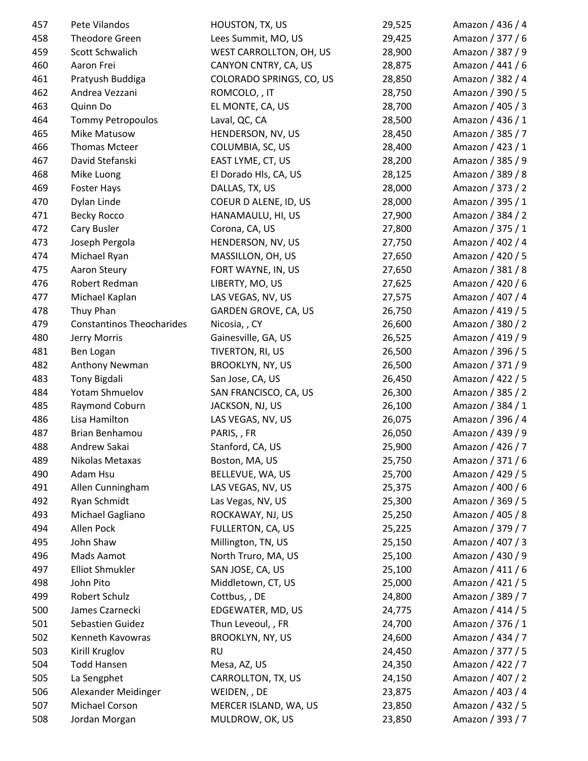| | | | | |
|---|---|---|---|---|
| 457 | Pete Vilandos | HOUSTON, TX, US | 29,525 | Amazon / 436 / 4 |
| 458 | Theodore Green | Lees Summit, MO, US | 29,425 | Amazon / 377 / 6 |
| 459 | Scott Schwalich | WEST CARROLLTON, OH, US | 28,900 | Amazon / 387 / 9 |
| 460 | Aaron Frei | CANYON CNTRY, CA, US | 28,875 | Amazon / 441 / 6 |
| 461 | Pratyush Buddiga | COLORADO SPRINGS, CO, US | 28,850 | Amazon / 382 / 4 |
| 462 | Andrea Vezzani | ROMCOLO, , IT | 28,750 | Amazon / 390 / 5 |
| 463 | Quinn Do | EL MONTE, CA, US | 28,700 | Amazon / 405 / 3 |
| 464 | Tommy Petropoulos | Laval, QC, CA | 28,500 | Amazon / 436 / 1 |
| 465 | Mike Matusow | HENDERSON, NV, US | 28,450 | Amazon / 385 / 7 |
| 466 | Thomas Mcteer | COLUMBIA, SC, US | 28,400 | Amazon / 423 / 1 |
| 467 | David Stefanski | EAST LYME, CT, US | 28,200 | Amazon / 385 / 9 |
| 468 | Mike Luong | El Dorado Hls, CA, US | 28,125 | Amazon / 389 / 8 |
| 469 | Foster Hays | DALLAS, TX, US | 28,000 | Amazon / 373 / 2 |
| 470 | Dylan Linde | COEUR D ALENE, ID, US | 28,000 | Amazon / 395 / 1 |
| 471 | Becky Rocco | HANAMAULU, HI, US | 27,900 | Amazon / 384 / 2 |
| 472 | Cary Busler | Corona, CA, US | 27,800 | Amazon / 375 / 1 |
| 473 | Joseph Pergola | HENDERSON, NV, US | 27,750 | Amazon / 402 / 4 |
| 474 | Michael Ryan | MASSILLON, OH, US | 27,650 | Amazon / 420 / 5 |
| 475 | Aaron Steury | FORT WAYNE, IN, US | 27,650 | Amazon / 381 / 8 |
| 476 | Robert Redman | LIBERTY, MO, US | 27,625 | Amazon / 420 / 6 |
| 477 | Michael Kaplan | LAS VEGAS, NV, US | 27,575 | Amazon / 407 / 4 |
| 478 | Thuy Phan | GARDEN GROVE, CA, US | 26,750 | Amazon / 419 / 5 |
| 479 | Constantinos Theocharides | Nicosia, , CY | 26,600 | Amazon / 380 / 2 |
| 480 | Jerry Morris | Gainesville, GA, US | 26,525 | Amazon / 419 / 9 |
| 481 | Ben Logan | TIVERTON, RI, US | 26,500 | Amazon / 396 / 5 |
| 482 | Anthony Newman | BROOKLYN, NY, US | 26,500 | Amazon / 371 / 9 |
| 483 | Tony Bigdali | San Jose, CA, US | 26,450 | Amazon / 422 / 5 |
| 484 | Yotam Shmuelov | SAN FRANCISCO, CA, US | 26,300 | Amazon / 385 / 2 |
| 485 | Raymond Coburn | JACKSON, NJ, US | 26,100 | Amazon / 384 / 1 |
| 486 | Lisa Hamilton | LAS VEGAS, NV, US | 26,075 | Amazon / 396 / 4 |
| 487 | Brian Benhamou | PARIS, , FR | 26,050 | Amazon / 439 / 9 |
| 488 | Andrew Sakai | Stanford, CA, US | 25,900 | Amazon / 426 / 7 |
| 489 | Nikolas Metaxas | Boston, MA, US | 25,750 | Amazon / 371 / 6 |
| 490 | Adam Hsu | BELLEVUE, WA, US | 25,700 | Amazon / 429 / 5 |
| 491 | Allen Cunningham | LAS VEGAS, NV, US | 25,375 | Amazon / 400 / 6 |
| 492 | Ryan Schmidt | Las Vegas, NV, US | 25,300 | Amazon / 369 / 5 |
| 493 | Michael Gagliano | ROCKAWAY, NJ, US | 25,250 | Amazon / 405 / 8 |
| 494 | Allen Pock | FULLERTON, CA, US | 25,225 | Amazon / 379 / 7 |
| 495 | John Shaw | Millington, TN, US | 25,150 | Amazon / 407 / 3 |
| 496 | Mads Aamot | North Truro, MA, US | 25,100 | Amazon / 430 / 9 |
| 497 | Elliot Shmukler | SAN JOSE, CA, US | 25,100 | Amazon / 411 / 6 |
| 498 | John Pito | Middletown, CT, US | 25,000 | Amazon / 421 / 5 |
| 499 | Robert Schulz | Cottbus, , DE | 24,800 | Amazon / 389 / 7 |
| 500 | James Czarnecki | EDGEWATER, MD, US | 24,775 | Amazon / 414 / 5 |
| 501 | Sebastien Guidez | Thun Leveoul, , FR | 24,700 | Amazon / 376 / 1 |
| 502 | Kenneth Kavowras | BROOKLYN, NY, US | 24,600 | Amazon / 434 / 7 |
| 503 | Kirill Kruglov | RU | 24,450 | Amazon / 377 / 5 |
| 504 | Todd Hansen | Mesa, AZ, US | 24,350 | Amazon / 422 / 7 |
| 505 | La Sengphet | CARROLLTON, TX, US | 24,150 | Amazon / 407 / 2 |
| 506 | Alexander Meidinger | WEIDEN, , DE | 23,875 | Amazon / 403 / 4 |
| 507 | Michael Corson | MERCER ISLAND, WA, US | 23,850 | Amazon / 432 / 5 |
| 508 | Jordan Morgan | MULDROW, OK, US | 23,850 | Amazon / 393 / 7 |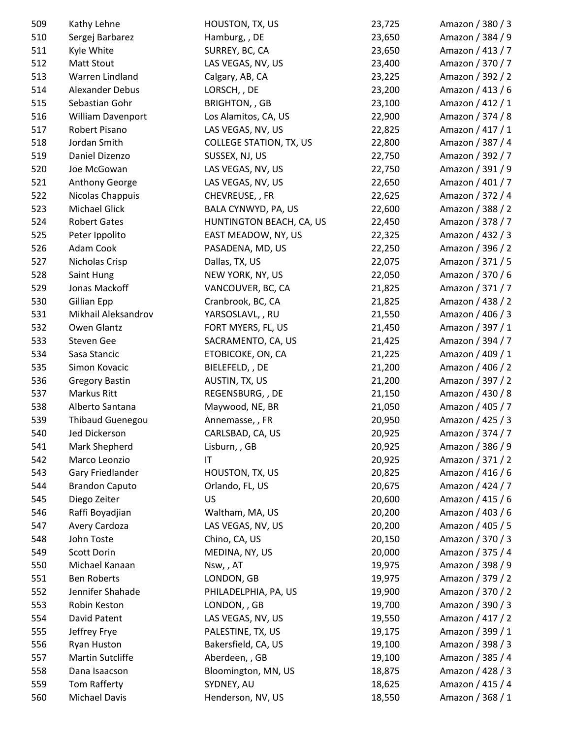| | | | | |
|---|---|---|---|---|
| 509 | Kathy Lehne | HOUSTON, TX, US | 23,725 | Amazon / 380 / 3 |
| 510 | Sergej Barbarez | Hamburg, , DE | 23,650 | Amazon / 384 / 9 |
| 511 | Kyle White | SURREY, BC, CA | 23,650 | Amazon / 413 / 7 |
| 512 | Matt Stout | LAS VEGAS, NV, US | 23,400 | Amazon / 370 / 7 |
| 513 | Warren Lindland | Calgary, AB, CA | 23,225 | Amazon / 392 / 2 |
| 514 | Alexander Debus | LORSCH, , DE | 23,200 | Amazon / 413 / 6 |
| 515 | Sebastian Gohr | BRIGHTON, , GB | 23,100 | Amazon / 412 / 1 |
| 516 | William Davenport | Los Alamitos, CA, US | 22,900 | Amazon / 374 / 8 |
| 517 | Robert Pisano | LAS VEGAS, NV, US | 22,825 | Amazon / 417 / 1 |
| 518 | Jordan Smith | COLLEGE STATION, TX, US | 22,800 | Amazon / 387 / 4 |
| 519 | Daniel Dizenzo | SUSSEX, NJ, US | 22,750 | Amazon / 392 / 7 |
| 520 | Joe McGowan | LAS VEGAS, NV, US | 22,750 | Amazon / 391 / 9 |
| 521 | Anthony George | LAS VEGAS, NV, US | 22,650 | Amazon / 401 / 7 |
| 522 | Nicolas Chappuis | CHEVREUSE, , FR | 22,625 | Amazon / 372 / 4 |
| 523 | Michael Glick | BALA CYNWYD, PA, US | 22,600 | Amazon / 388 / 2 |
| 524 | Robert Gates | HUNTINGTON BEACH, CA, US | 22,450 | Amazon / 378 / 7 |
| 525 | Peter Ippolito | EAST MEADOW, NY, US | 22,325 | Amazon / 432 / 3 |
| 526 | Adam Cook | PASADENA, MD, US | 22,250 | Amazon / 396 / 2 |
| 527 | Nicholas Crisp | Dallas, TX, US | 22,075 | Amazon / 371 / 5 |
| 528 | Saint Hung | NEW YORK, NY, US | 22,050 | Amazon / 370 / 6 |
| 529 | Jonas Mackoff | VANCOUVER, BC, CA | 21,825 | Amazon / 371 / 7 |
| 530 | Gillian Epp | Cranbrook, BC, CA | 21,825 | Amazon / 438 / 2 |
| 531 | Mikhail Aleksandrov | YARSOSLAVL, , RU | 21,550 | Amazon / 406 / 3 |
| 532 | Owen Glantz | FORT MYERS, FL, US | 21,450 | Amazon / 397 / 1 |
| 533 | Steven Gee | SACRAMENTO, CA, US | 21,425 | Amazon / 394 / 7 |
| 534 | Sasa Stancic | ETOBICOKE, ON, CA | 21,225 | Amazon / 409 / 1 |
| 535 | Simon Kovacic | BIELEFELD, , DE | 21,200 | Amazon / 406 / 2 |
| 536 | Gregory Bastin | AUSTIN, TX, US | 21,200 | Amazon / 397 / 2 |
| 537 | Markus Ritt | REGENSBURG, , DE | 21,150 | Amazon / 430 / 8 |
| 538 | Alberto Santana | Maywood, NE, BR | 21,050 | Amazon / 405 / 7 |
| 539 | Thibaud Guenegou | Annemasse, , FR | 20,950 | Amazon / 425 / 3 |
| 540 | Jed Dickerson | CARLSBAD, CA, US | 20,925 | Amazon / 374 / 7 |
| 541 | Mark Shepherd | Lisburn, , GB | 20,925 | Amazon / 386 / 9 |
| 542 | Marco Leonzio | IT | 20,925 | Amazon / 371 / 2 |
| 543 | Gary Friedlander | HOUSTON, TX, US | 20,825 | Amazon / 416 / 6 |
| 544 | Brandon Caputo | Orlando, FL, US | 20,675 | Amazon / 424 / 7 |
| 545 | Diego Zeiter | US | 20,600 | Amazon / 415 / 6 |
| 546 | Raffi Boyadjian | Waltham, MA, US | 20,200 | Amazon / 403 / 6 |
| 547 | Avery Cardoza | LAS VEGAS, NV, US | 20,200 | Amazon / 405 / 5 |
| 548 | John Toste | Chino, CA, US | 20,150 | Amazon / 370 / 3 |
| 549 | Scott Dorin | MEDINA, NY, US | 20,000 | Amazon / 375 / 4 |
| 550 | Michael Kanaan | Nsw, , AT | 19,975 | Amazon / 398 / 9 |
| 551 | Ben Roberts | LONDON, GB | 19,975 | Amazon / 379 / 2 |
| 552 | Jennifer Shahade | PHILADELPHIA, PA, US | 19,900 | Amazon / 370 / 2 |
| 553 | Robin Keston | LONDON, , GB | 19,700 | Amazon / 390 / 3 |
| 554 | David Patent | LAS VEGAS, NV, US | 19,550 | Amazon / 417 / 2 |
| 555 | Jeffrey Frye | PALESTINE, TX, US | 19,175 | Amazon / 399 / 1 |
| 556 | Ryan Huston | Bakersfield, CA, US | 19,100 | Amazon / 398 / 3 |
| 557 | Martin Sutcliffe | Aberdeen, , GB | 19,100 | Amazon / 385 / 4 |
| 558 | Dana Isaacson | Bloomington, MN, US | 18,875 | Amazon / 428 / 3 |
| 559 | Tom Rafferty | SYDNEY, AU | 18,625 | Amazon / 415 / 4 |
| 560 | Michael Davis | Henderson, NV, US | 18,550 | Amazon / 368 / 1 |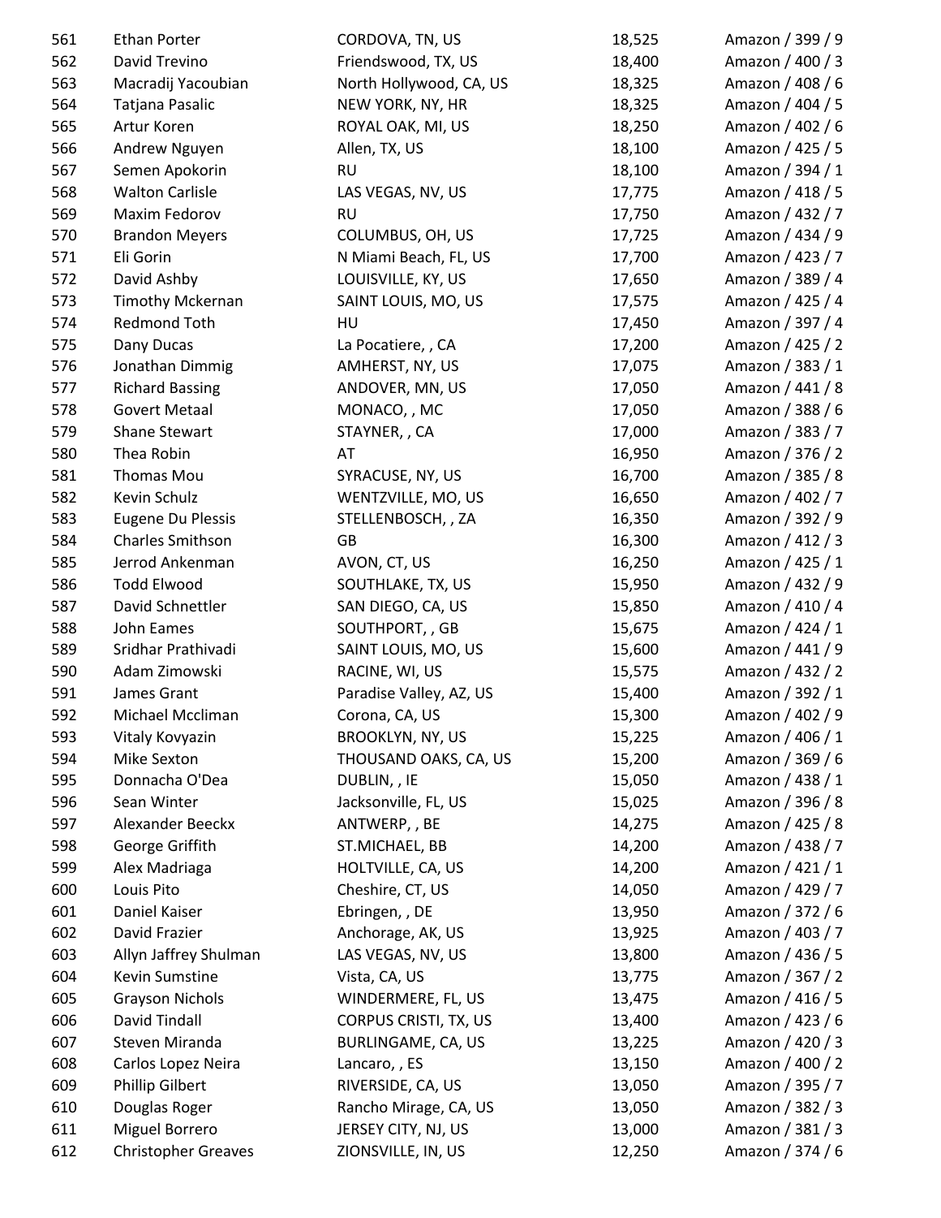| | | | | |
|---|---|---|---|---|
| 561 | Ethan Porter | CORDOVA, TN, US | 18,525 | Amazon / 399 / 9 |
| 562 | David Trevino | Friendswood, TX, US | 18,400 | Amazon / 400 / 3 |
| 563 | Macradij Yacoubian | North Hollywood, CA, US | 18,325 | Amazon / 408 / 6 |
| 564 | Tatjana Pasalic | NEW YORK, NY, HR | 18,325 | Amazon / 404 / 5 |
| 565 | Artur Koren | ROYAL OAK, MI, US | 18,250 | Amazon / 402 / 6 |
| 566 | Andrew Nguyen | Allen, TX, US | 18,100 | Amazon / 425 / 5 |
| 567 | Semen Apokorin | RU | 18,100 | Amazon / 394 / 1 |
| 568 | Walton Carlisle | LAS VEGAS, NV, US | 17,775 | Amazon / 418 / 5 |
| 569 | Maxim Fedorov | RU | 17,750 | Amazon / 432 / 7 |
| 570 | Brandon Meyers | COLUMBUS, OH, US | 17,725 | Amazon / 434 / 9 |
| 571 | Eli Gorin | N Miami Beach, FL, US | 17,700 | Amazon / 423 / 7 |
| 572 | David Ashby | LOUISVILLE, KY, US | 17,650 | Amazon / 389 / 4 |
| 573 | Timothy Mckernan | SAINT LOUIS, MO, US | 17,575 | Amazon / 425 / 4 |
| 574 | Redmond Toth | HU | 17,450 | Amazon / 397 / 4 |
| 575 | Dany Ducas | La Pocatiere, , CA | 17,200 | Amazon / 425 / 2 |
| 576 | Jonathan Dimmig | AMHERST, NY, US | 17,075 | Amazon / 383 / 1 |
| 577 | Richard Bassing | ANDOVER, MN, US | 17,050 | Amazon / 441 / 8 |
| 578 | Govert Metaal | MONACO, , MC | 17,050 | Amazon / 388 / 6 |
| 579 | Shane Stewart | STAYNER, , CA | 17,000 | Amazon / 383 / 7 |
| 580 | Thea Robin | AT | 16,950 | Amazon / 376 / 2 |
| 581 | Thomas Mou | SYRACUSE, NY, US | 16,700 | Amazon / 385 / 8 |
| 582 | Kevin Schulz | WENTZVILLE, MO, US | 16,650 | Amazon / 402 / 7 |
| 583 | Eugene Du Plessis | STELLENBOSCH, , ZA | 16,350 | Amazon / 392 / 9 |
| 584 | Charles Smithson | GB | 16,300 | Amazon / 412 / 3 |
| 585 | Jerrod Ankenman | AVON, CT, US | 16,250 | Amazon / 425 / 1 |
| 586 | Todd Elwood | SOUTHLAKE, TX, US | 15,950 | Amazon / 432 / 9 |
| 587 | David Schnettler | SAN DIEGO, CA, US | 15,850 | Amazon / 410 / 4 |
| 588 | John Eames | SOUTHPORT, , GB | 15,675 | Amazon / 424 / 1 |
| 589 | Sridhar Prathivadi | SAINT LOUIS, MO, US | 15,600 | Amazon / 441 / 9 |
| 590 | Adam Zimowski | RACINE, WI, US | 15,575 | Amazon / 432 / 2 |
| 591 | James Grant | Paradise Valley, AZ, US | 15,400 | Amazon / 392 / 1 |
| 592 | Michael Mccliman | Corona, CA, US | 15,300 | Amazon / 402 / 9 |
| 593 | Vitaly Kovyazin | BROOKLYN, NY, US | 15,225 | Amazon / 406 / 1 |
| 594 | Mike Sexton | THOUSAND OAKS, CA, US | 15,200 | Amazon / 369 / 6 |
| 595 | Donnacha O'Dea | DUBLIN, , IE | 15,050 | Amazon / 438 / 1 |
| 596 | Sean Winter | Jacksonville, FL, US | 15,025 | Amazon / 396 / 8 |
| 597 | Alexander Beeckx | ANTWERP, , BE | 14,275 | Amazon / 425 / 8 |
| 598 | George Griffith | ST.MICHAEL, BB | 14,200 | Amazon / 438 / 7 |
| 599 | Alex Madriaga | HOLTVILLE, CA, US | 14,200 | Amazon / 421 / 1 |
| 600 | Louis Pito | Cheshire, CT, US | 14,050 | Amazon / 429 / 7 |
| 601 | Daniel Kaiser | Ebringen, , DE | 13,950 | Amazon / 372 / 6 |
| 602 | David Frazier | Anchorage, AK, US | 13,925 | Amazon / 403 / 7 |
| 603 | Allyn Jaffrey Shulman | LAS VEGAS, NV, US | 13,800 | Amazon / 436 / 5 |
| 604 | Kevin Sumstine | Vista, CA, US | 13,775 | Amazon / 367 / 2 |
| 605 | Grayson Nichols | WINDERMERE, FL, US | 13,475 | Amazon / 416 / 5 |
| 606 | David Tindall | CORPUS CRISTI, TX, US | 13,400 | Amazon / 423 / 6 |
| 607 | Steven Miranda | BURLINGAME, CA, US | 13,225 | Amazon / 420 / 3 |
| 608 | Carlos Lopez Neira | Lancaro, , ES | 13,150 | Amazon / 400 / 2 |
| 609 | Phillip Gilbert | RIVERSIDE, CA, US | 13,050 | Amazon / 395 / 7 |
| 610 | Douglas Roger | Rancho Mirage, CA, US | 13,050 | Amazon / 382 / 3 |
| 611 | Miguel Borrero | JERSEY CITY, NJ, US | 13,000 | Amazon / 381 / 3 |
| 612 | Christopher Greaves | ZIONSVILLE, IN, US | 12,250 | Amazon / 374 / 6 |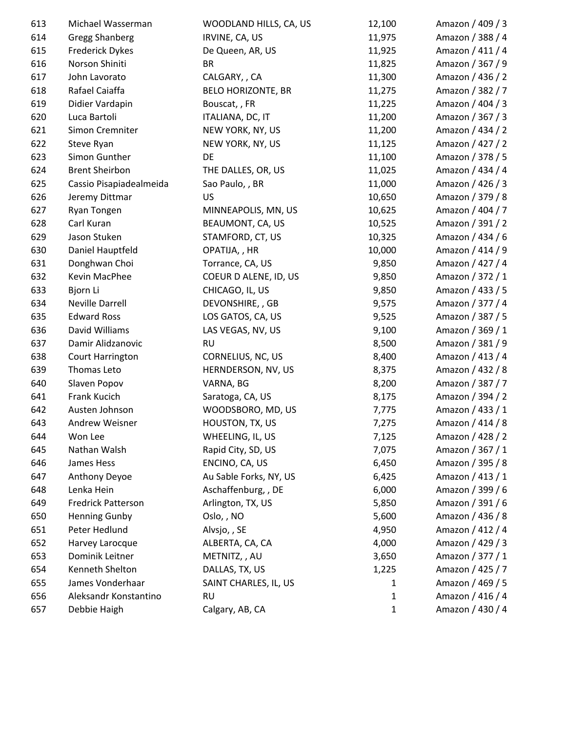| | | | | |
|---|---|---|---|---|
| 613 | Michael Wasserman | WOODLAND HILLS, CA, US | 12,100 | Amazon / 409 / 3 |
| 614 | Gregg Shanberg | IRVINE, CA, US | 11,975 | Amazon / 388 / 4 |
| 615 | Frederick Dykes | De Queen, AR, US | 11,925 | Amazon / 411 / 4 |
| 616 | Norson Shiniti | BR | 11,825 | Amazon / 367 / 9 |
| 617 | John Lavorato | CALGARY, , CA | 11,300 | Amazon / 436 / 2 |
| 618 | Rafael Caiaffa | BELO HORIZONTE, BR | 11,275 | Amazon / 382 / 7 |
| 619 | Didier Vardapin | Bouscat, , FR | 11,225 | Amazon / 404 / 3 |
| 620 | Luca Bartoli | ITALIANA, DC, IT | 11,200 | Amazon / 367 / 3 |
| 621 | Simon Cremniter | NEW YORK, NY, US | 11,200 | Amazon / 434 / 2 |
| 622 | Steve Ryan | NEW YORK, NY, US | 11,125 | Amazon / 427 / 2 |
| 623 | Simon Gunther | DE | 11,100 | Amazon / 378 / 5 |
| 624 | Brent Sheirbon | THE DALLES, OR, US | 11,025 | Amazon / 434 / 4 |
| 625 | Cassio Pisapiadealmeida | Sao Paulo, , BR | 11,000 | Amazon / 426 / 3 |
| 626 | Jeremy Dittmar | US | 10,650 | Amazon / 379 / 8 |
| 627 | Ryan Tongen | MINNEAPOLIS, MN, US | 10,625 | Amazon / 404 / 7 |
| 628 | Carl Kuran | BEAUMONT, CA, US | 10,525 | Amazon / 391 / 2 |
| 629 | Jason Stuken | STAMFORD, CT, US | 10,325 | Amazon / 434 / 6 |
| 630 | Daniel Hauptfeld | OPATIJA, , HR | 10,000 | Amazon / 414 / 9 |
| 631 | Donghwan Choi | Torrance, CA, US | 9,850 | Amazon / 427 / 4 |
| 632 | Kevin MacPhee | COEUR D ALENE, ID, US | 9,850 | Amazon / 372 / 1 |
| 633 | Bjorn Li | CHICAGO, IL, US | 9,850 | Amazon / 433 / 5 |
| 634 | Neville Darrell | DEVONSHIRE, , GB | 9,575 | Amazon / 377 / 4 |
| 635 | Edward Ross | LOS GATOS, CA, US | 9,525 | Amazon / 387 / 5 |
| 636 | David Williams | LAS VEGAS, NV, US | 9,100 | Amazon / 369 / 1 |
| 637 | Damir Alidzanovic | RU | 8,500 | Amazon / 381 / 9 |
| 638 | Court Harrington | CORNELIUS, NC, US | 8,400 | Amazon / 413 / 4 |
| 639 | Thomas Leto | HERNDERSON, NV, US | 8,375 | Amazon / 432 / 8 |
| 640 | Slaven Popov | VARNA, BG | 8,200 | Amazon / 387 / 7 |
| 641 | Frank Kucich | Saratoga, CA, US | 8,175 | Amazon / 394 / 2 |
| 642 | Austen Johnson | WOODSBORO, MD, US | 7,775 | Amazon / 433 / 1 |
| 643 | Andrew Weisner | HOUSTON, TX, US | 7,275 | Amazon / 414 / 8 |
| 644 | Won Lee | WHEELING, IL, US | 7,125 | Amazon / 428 / 2 |
| 645 | Nathan Walsh | Rapid City, SD, US | 7,075 | Amazon / 367 / 1 |
| 646 | James Hess | ENCINO, CA, US | 6,450 | Amazon / 395 / 8 |
| 647 | Anthony Deyoe | Au Sable Forks, NY, US | 6,425 | Amazon / 413 / 1 |
| 648 | Lenka Hein | Aschaffenburg, , DE | 6,000 | Amazon / 399 / 6 |
| 649 | Fredrick Patterson | Arlington, TX, US | 5,850 | Amazon / 391 / 6 |
| 650 | Henning Gunby | Oslo, , NO | 5,600 | Amazon / 436 / 8 |
| 651 | Peter Hedlund | Alvsjo, , SE | 4,950 | Amazon / 412 / 4 |
| 652 | Harvey Larocque | ALBERTA, CA, CA | 4,000 | Amazon / 429 / 3 |
| 653 | Dominik Leitner | METNITZ, , AU | 3,650 | Amazon / 377 / 1 |
| 654 | Kenneth Shelton | DALLAS, TX, US | 1,225 | Amazon / 425 / 7 |
| 655 | James Vonderhaar | SAINT CHARLES, IL, US | 1 | Amazon / 469 / 5 |
| 656 | Aleksandr Konstantino | RU | 1 | Amazon / 416 / 4 |
| 657 | Debbie Haigh | Calgary, AB, CA | 1 | Amazon / 430 / 4 |